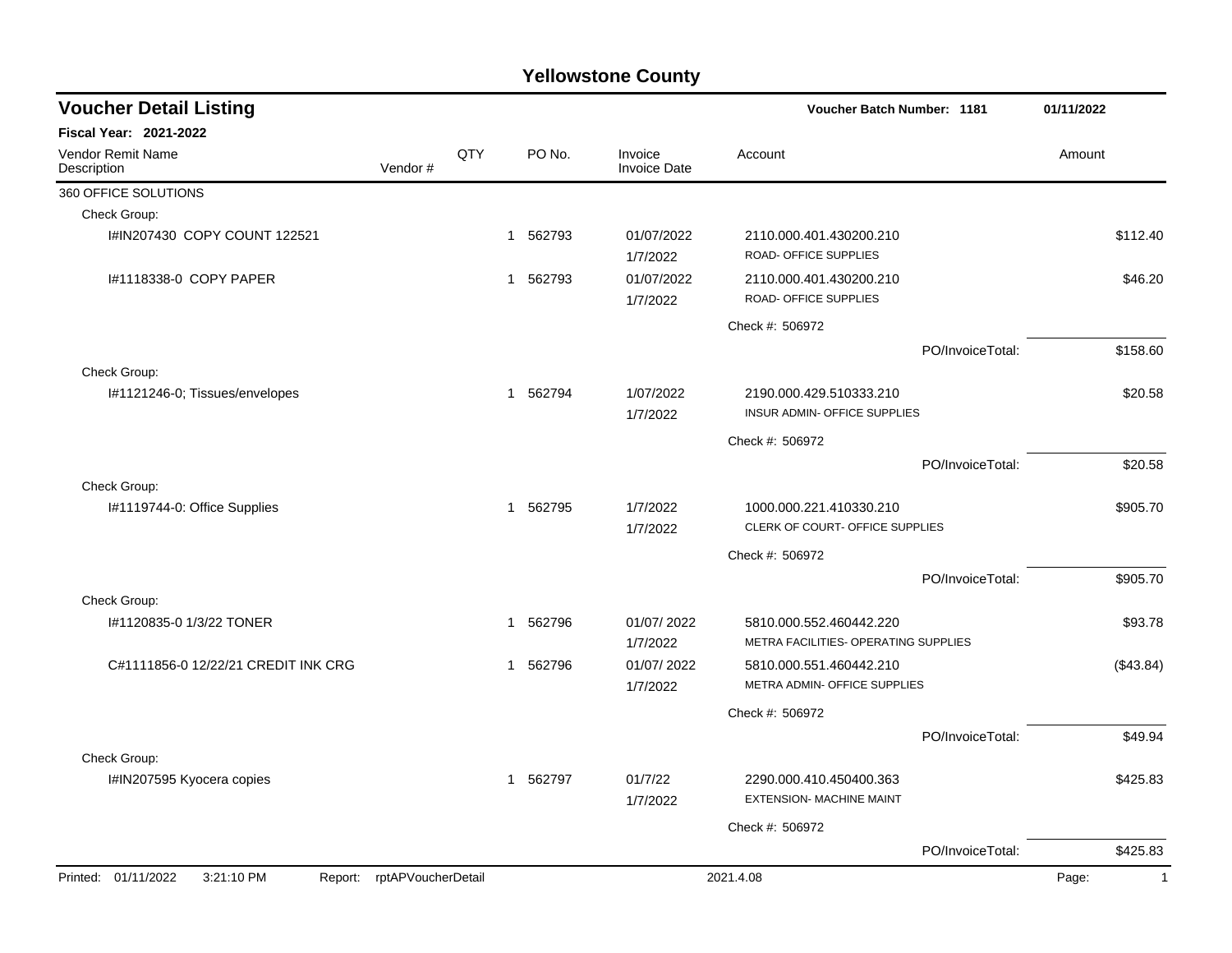# Yellowstone County

## Voucher Detail Listing

**Voucher Batch Number: 1181** 01/11/2022

**Fiscal Year: 2021-2022**

| Vendor Remit Name / Description | Vendor # | QTY | PO No. | Invoice / Invoice Date | Account | Amount |
|---|---|---|---|---|---|---|
| 360 OFFICE SOLUTIONS | | | | | | |
| Check Group: | | | | | | |
| I#IN207430 COPY COUNT 122521 | | 1 | 562793 | 01/07/2022<br>1/7/2022 | 2110.000.401.430200.210<br>ROAD- OFFICE SUPPLIES | $112.40 |
| I#1118338-0 COPY PAPER | | 1 | 562793 | 01/07/2022<br>1/7/2022 | 2110.000.401.430200.210<br>ROAD- OFFICE SUPPLIES | $46.20 |
| | | | | | Check #: 506972 | |
| | | | | | PO/InvoiceTotal: | $158.60 |
| Check Group: | | | | | | |
| I#1121246-0; Tissues/envelopes | | 1 | 562794 | 1/07/2022<br>1/7/2022 | 2190.000.429.510333.210<br>INSUR ADMIN- OFFICE SUPPLIES | $20.58 |
| | | | | | Check #: 506972 | |
| | | | | | PO/InvoiceTotal: | $20.58 |
| Check Group: | | | | | | |
| I#1119744-0: Office Supplies | | 1 | 562795 | 1/7/2022<br>1/7/2022 | 1000.000.221.410330.210<br>CLERK OF COURT- OFFICE SUPPLIES | $905.70 |
| | | | | | Check #: 506972 | |
| | | | | | PO/InvoiceTotal: | $905.70 |
| Check Group: | | | | | | |
| I#1120835-0 1/3/22 TONER | | 1 | 562796 | 01/07/ 2022<br>1/7/2022 | 5810.000.552.460442.220<br>METRA FACILITIES- OPERATING SUPPLIES | $93.78 |
| C#1111856-0 12/22/21 CREDIT INK CRG | | 1 | 562796 | 01/07/ 2022<br>1/7/2022 | 5810.000.551.460442.210<br>METRA ADMIN- OFFICE SUPPLIES | ($43.84) |
| | | | | | Check #: 506972 | |
| | | | | | PO/InvoiceTotal: | $49.94 |
| Check Group: | | | | | | |
| I#IN207595 Kyocera copies | | 1 | 562797 | 01/7/22<br>1/7/2022 | 2290.000.410.450400.363<br>EXTENSION- MACHINE MAINT | $425.83 |
| | | | | | Check #: 506972 | |
| | | | | | PO/InvoiceTotal: | $425.83 |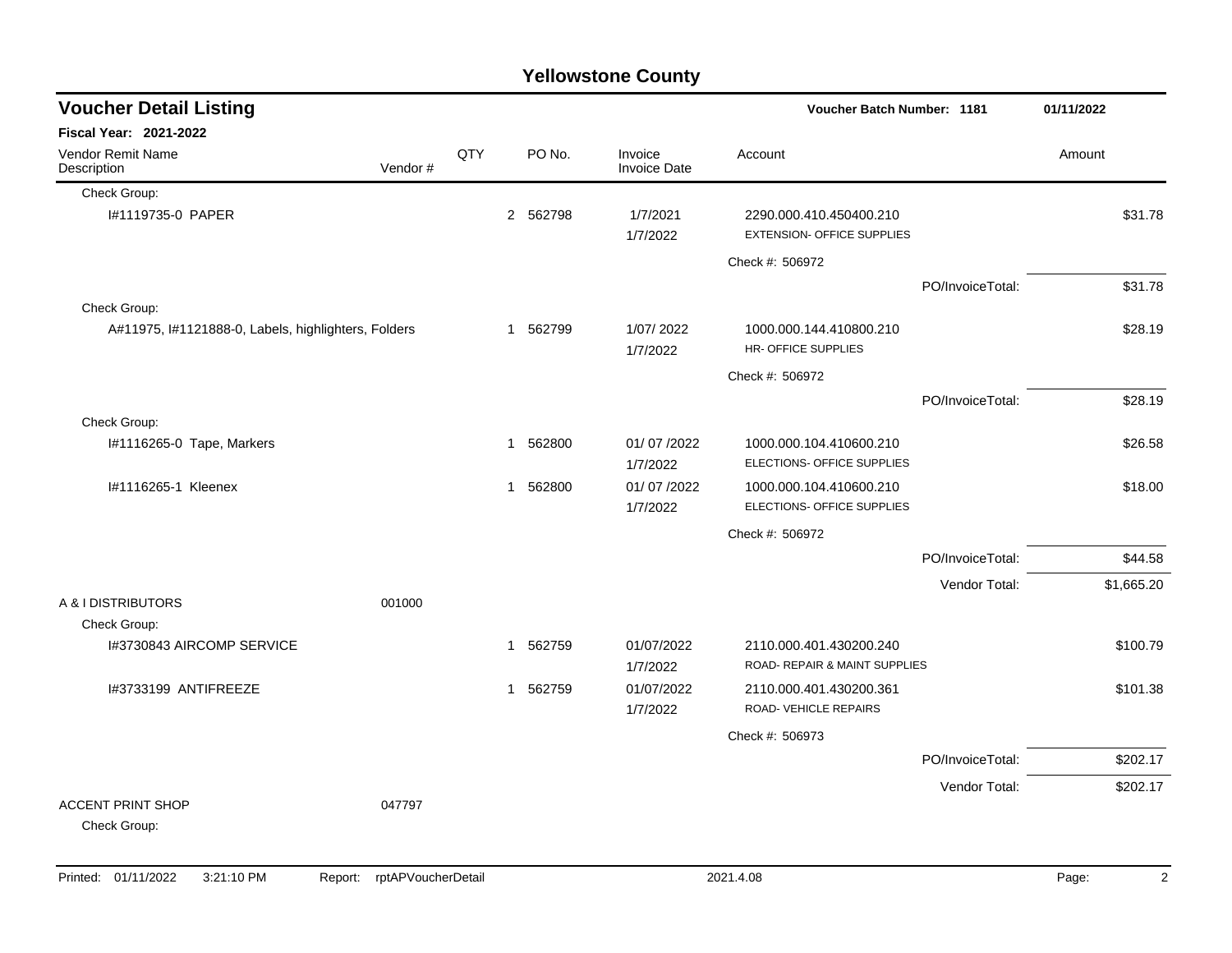# Yellowstone County

## Voucher Detail Listing

**Voucher Batch Number: 1181** — 01/11/2022

**Fiscal Year: 2021-2022**

| Vendor Remit Name / Description | Vendor # | QTY | PO No. | Invoice / Invoice Date | Account | Amount |
|---|---|---|---|---|---|---|
| Check Group: | | | | | | |
| I#1119735-0 PAPER | | 2 | 562798 | 1/7/2021 / 1/7/2022 | 2290.000.410.450400.210 EXTENSION- OFFICE SUPPLIES | $31.78 |
| | | | | | Check #: 506972 | |
| | | | | | PO/InvoiceTotal: | $31.78 |
| Check Group: | | | | | | |
| A#11975, I#1121888-0, Labels, highlighters, Folders | | 1 | 562799 | 1/07/ 2022 / 1/7/2022 | 1000.000.144.410800.210 HR- OFFICE SUPPLIES | $28.19 |
| | | | | | Check #: 506972 | |
| | | | | | PO/InvoiceTotal: | $28.19 |
| Check Group: | | | | | | |
| I#1116265-0 Tape, Markers | | 1 | 562800 | 01/ 07 /2022 / 1/7/2022 | 1000.000.104.410600.210 ELECTIONS- OFFICE SUPPLIES | $26.58 |
| I#1116265-1 Kleenex | | 1 | 562800 | 01/ 07 /2022 / 1/7/2022 | 1000.000.104.410600.210 ELECTIONS- OFFICE SUPPLIES | $18.00 |
| | | | | | Check #: 506972 | |
| | | | | | PO/InvoiceTotal: | $44.58 |
| | | | | | Vendor Total: | $1,665.20 |
| A & I DISTRIBUTORS | 001000 | | | | | |
| Check Group: | | | | | | |
| I#3730843 AIRCOMP SERVICE | | 1 | 562759 | 01/07/2022 / 1/7/2022 | 2110.000.401.430200.240 ROAD- REPAIR & MAINT SUPPLIES | $100.79 |
| I#3733199 ANTIFREEZE | | 1 | 562759 | 01/07/2022 / 1/7/2022 | 2110.000.401.430200.361 ROAD- VEHICLE REPAIRS | $101.38 |
| | | | | | Check #: 506973 | |
| | | | | | PO/InvoiceTotal: | $202.17 |
| | | | | | Vendor Total: | $202.17 |
| ACCENT PRINT SHOP | 047797 | | | | | |
| Check Group: | | | | | | |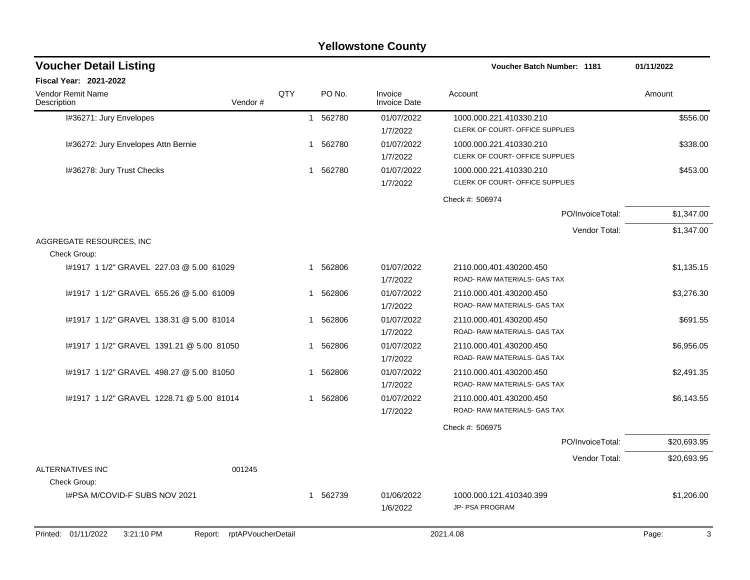# Yellowstone County

## Voucher Detail Listing

**Voucher Batch Number: 1181** — 01/11/2022

**Fiscal Year: 2021-2022**

| Vendor Remit Name / Description | Vendor # | QTY | PO No. | Invoice / Invoice Date | Account | Amount |
|---|---|---|---|---|---|---|
| I#36271: Jury Envelopes | | 1 | 562780 | 01/07/2022<br>1/7/2022 | 1000.000.221.410330.210<br>CLERK OF COURT- OFFICE SUPPLIES | $556.00 |
| I#36272: Jury Envelopes Attn Bernie | | 1 | 562780 | 01/07/2022<br>1/7/2022 | 1000.000.221.410330.210<br>CLERK OF COURT- OFFICE SUPPLIES | $338.00 |
| I#36278: Jury Trust Checks | | 1 | 562780 | 01/07/2022<br>1/7/2022 | 1000.000.221.410330.210<br>CLERK OF COURT- OFFICE SUPPLIES | $453.00 |
| | | | | | Check #: 506974 | |
| | | | | | PO/InvoiceTotal: | $1,347.00 |
| | | | | | Vendor Total: | $1,347.00 |
| AGGREGATE RESOURCES, INC | | | | | | |
| Check Group: | | | | | | |
| I#1917 1 1/2" GRAVEL 227.03 @ 5.00 61029 | | 1 | 562806 | 01/07/2022<br>1/7/2022 | 2110.000.401.430200.450<br>ROAD- RAW MATERIALS- GAS TAX | $1,135.15 |
| I#1917 1 1/2" GRAVEL 655.26 @ 5.00 61009 | | 1 | 562806 | 01/07/2022<br>1/7/2022 | 2110.000.401.430200.450<br>ROAD- RAW MATERIALS- GAS TAX | $3,276.30 |
| I#1917 1 1/2" GRAVEL 138.31 @ 5.00 81014 | | 1 | 562806 | 01/07/2022<br>1/7/2022 | 2110.000.401.430200.450<br>ROAD- RAW MATERIALS- GAS TAX | $691.55 |
| I#1917 1 1/2" GRAVEL 1391.21 @ 5.00 81050 | | 1 | 562806 | 01/07/2022<br>1/7/2022 | 2110.000.401.430200.450<br>ROAD- RAW MATERIALS- GAS TAX | $6,956.05 |
| I#1917 1 1/2" GRAVEL 498.27 @ 5.00 81050 | | 1 | 562806 | 01/07/2022<br>1/7/2022 | 2110.000.401.430200.450<br>ROAD- RAW MATERIALS- GAS TAX | $2,491.35 |
| I#1917 1 1/2" GRAVEL 1228.71 @ 5.00 81014 | | 1 | 562806 | 01/07/2022<br>1/7/2022 | 2110.000.401.430200.450<br>ROAD- RAW MATERIALS- GAS TAX | $6,143.55 |
| | | | | | Check #: 506975 | |
| | | | | | PO/InvoiceTotal: | $20,693.95 |
| | | | | | Vendor Total: | $20,693.95 |
| ALTERNATIVES INC | 001245 | | | | | |
| Check Group: | | | | | | |
| I#PSA M/COVID-F SUBS NOV 2021 | | 1 | 562739 | 01/06/2022<br>1/6/2022 | 1000.000.121.410340.399<br>JP- PSA PROGRAM | $1,206.00 |

Printed: 01/11/2022 3:21:10 PM Report: rptAPVoucherDetail 2021.4.08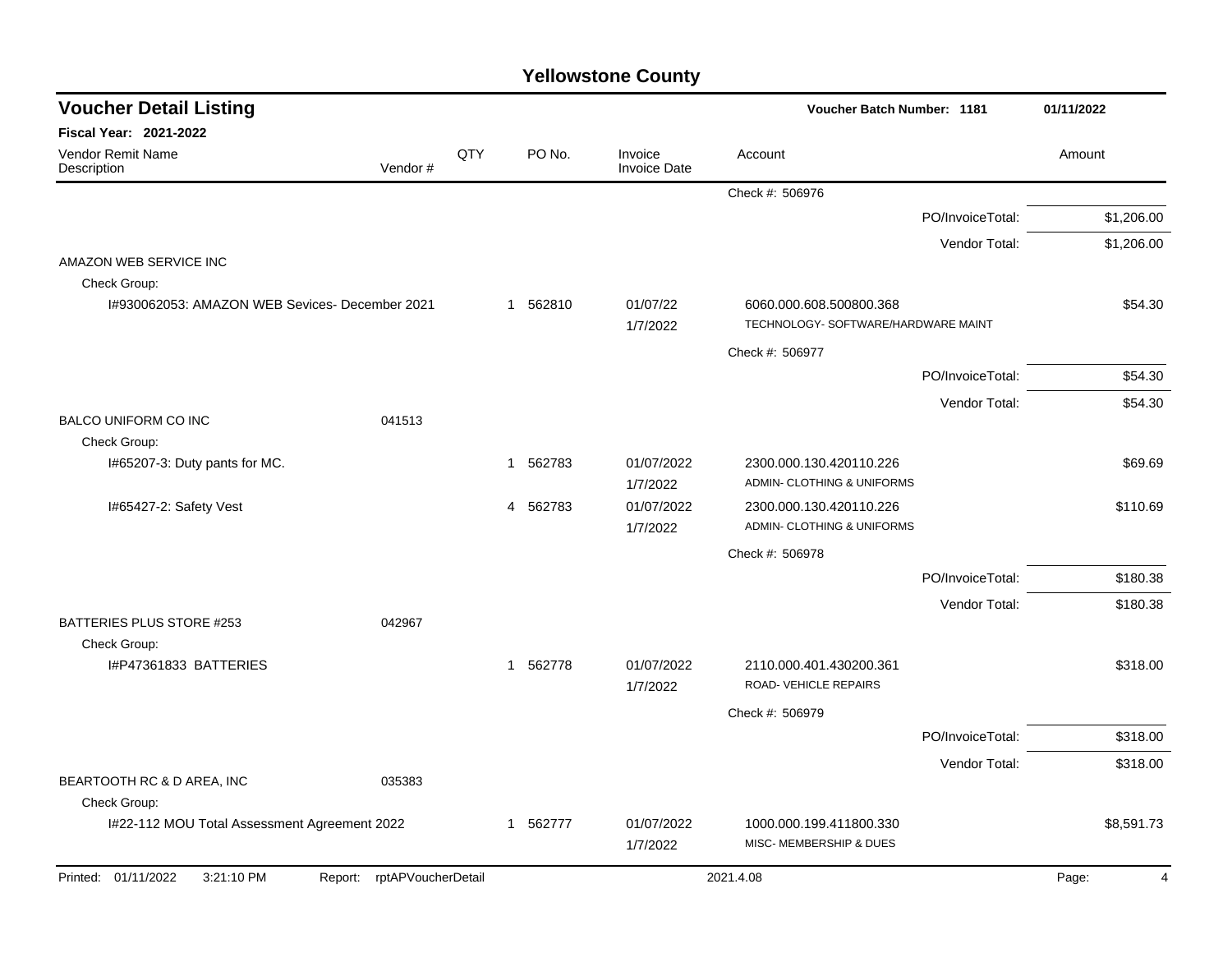# Yellowstone County

## Voucher Detail Listing

**Voucher Batch Number: 1181** — 01/11/2022

**Fiscal Year: 2021-2022**

| Vendor Remit Name / Description | Vendor # | QTY | PO No. | Invoice / Invoice Date | Account | Amount |
|---|---|---|---|---|---|---|
| | | | | | Check #: 506976 | |
| | | | | | PO/InvoiceTotal: | $1,206.00 |
| | | | | | Vendor Total: | $1,206.00 |
| AMAZON WEB SERVICE INC | | | | | | |
| Check Group: | | | | | | |
| I#930062053: AMAZON WEB Sevices- December 2021 | | 1 | 562810 | 01/07/22 1/7/2022 | 6060.000.608.500800.368 TECHNOLOGY- SOFTWARE/HARDWARE MAINT | $54.30 |
| | | | | | Check #: 506977 | |
| | | | | | PO/InvoiceTotal: | $54.30 |
| | | | | | Vendor Total: | $54.30 |
| BALCO UNIFORM CO INC | 041513 | | | | | |
| Check Group: | | | | | | |
| I#65207-3: Duty pants for MC. | | 1 | 562783 | 01/07/2022 1/7/2022 | 2300.000.130.420110.226 ADMIN- CLOTHING & UNIFORMS | $69.69 |
| I#65427-2: Safety Vest | | 4 | 562783 | 01/07/2022 1/7/2022 | 2300.000.130.420110.226 ADMIN- CLOTHING & UNIFORMS | $110.69 |
| | | | | | Check #: 506978 | |
| | | | | | PO/InvoiceTotal: | $180.38 |
| | | | | | Vendor Total: | $180.38 |
| BATTERIES PLUS STORE #253 | 042967 | | | | | |
| Check Group: | | | | | | |
| I#P47361833 BATTERIES | | 1 | 562778 | 01/07/2022 1/7/2022 | 2110.000.401.430200.361 ROAD- VEHICLE REPAIRS | $318.00 |
| | | | | | Check #: 506979 | |
| | | | | | PO/InvoiceTotal: | $318.00 |
| | | | | | Vendor Total: | $318.00 |
| BEARTOOTH RC & D AREA, INC | 035383 | | | | | |
| Check Group: | | | | | | |
| I#22-112 MOU Total Assessment Agreement 2022 | | 1 | 562777 | 01/07/2022 1/7/2022 | 1000.000.199.411800.330 MISC- MEMBERSHIP & DUES | $8,591.73 |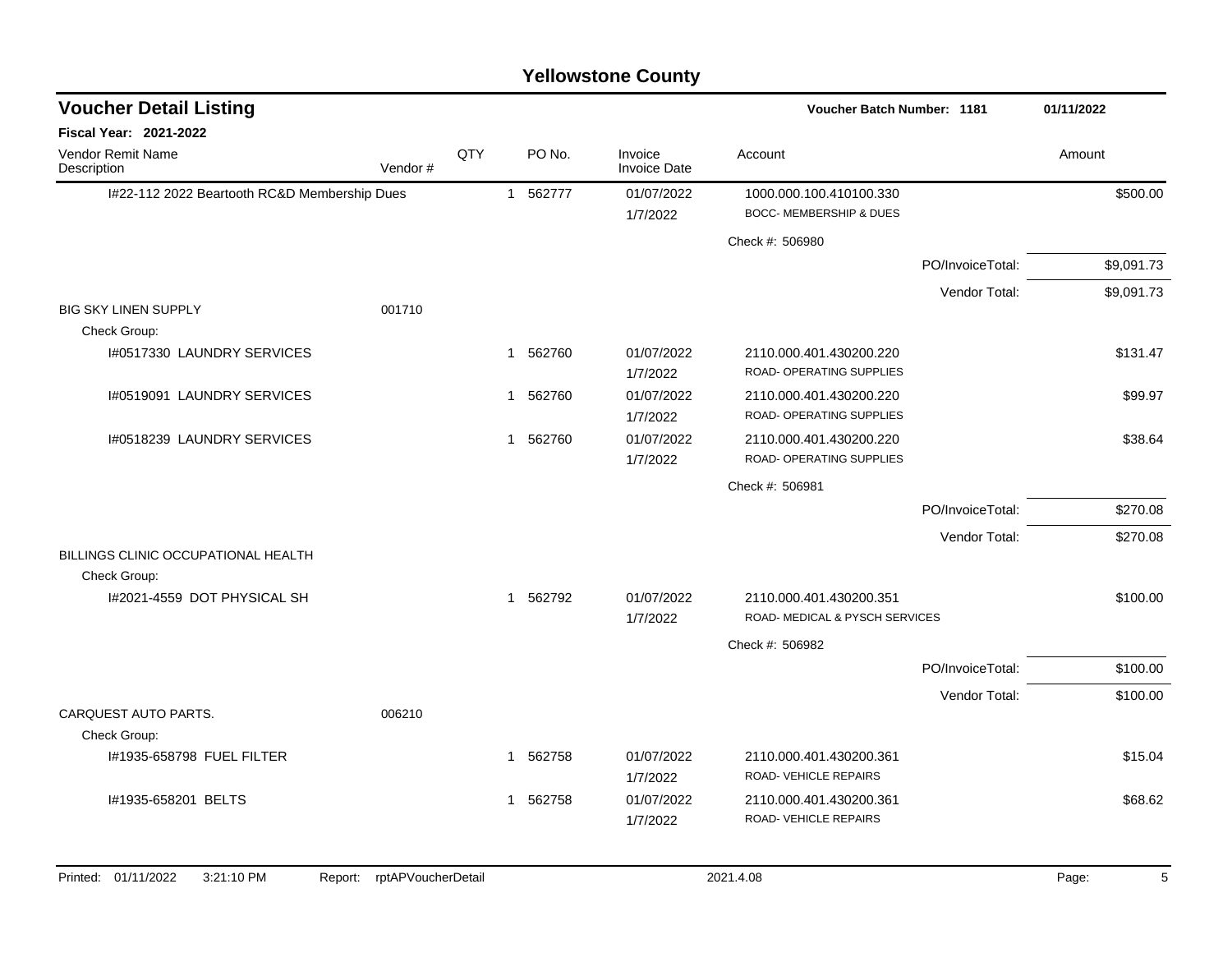# Yellowstone County

## Voucher Detail Listing

**Voucher Batch Number: 1181** — 01/11/2022

**Fiscal Year: 2021-2022**

| Vendor Remit Name / Description | Vendor # | QTY | PO No. | Invoice / Invoice Date | Account | Amount |
|---|---|---|---|---|---|---|
| I#22-112 2022 Beartooth RC&D Membership Dues | | 1 | 562777 | 01/07/2022 / 1/7/2022 | 1000.000.100.410100.330 BOCC- MEMBERSHIP & DUES | $500.00 |
| | | | | | Check #: 506980 | |
| | | | | | PO/InvoiceTotal: | $9,091.73 |
| | | | | | Vendor Total: | $9,091.73 |
| BIG SKY LINEN SUPPLY | 001710 | | | | | |
| Check Group: | | | | | | |
| I#0517330 LAUNDRY SERVICES | | 1 | 562760 | 01/07/2022 / 1/7/2022 | 2110.000.401.430200.220 ROAD- OPERATING SUPPLIES | $131.47 |
| I#0519091 LAUNDRY SERVICES | | 1 | 562760 | 01/07/2022 / 1/7/2022 | 2110.000.401.430200.220 ROAD- OPERATING SUPPLIES | $99.97 |
| I#0518239 LAUNDRY SERVICES | | 1 | 562760 | 01/07/2022 / 1/7/2022 | 2110.000.401.430200.220 ROAD- OPERATING SUPPLIES | $38.64 |
| | | | | | Check #: 506981 | |
| | | | | | PO/InvoiceTotal: | $270.08 |
| | | | | | Vendor Total: | $270.08 |
| BILLINGS CLINIC OCCUPATIONAL HEALTH | | | | | | |
| Check Group: | | | | | | |
| I#2021-4559 DOT PHYSICAL SH | | 1 | 562792 | 01/07/2022 / 1/7/2022 | 2110.000.401.430200.351 ROAD- MEDICAL & PYSCH SERVICES | $100.00 |
| | | | | | Check #: 506982 | |
| | | | | | PO/InvoiceTotal: | $100.00 |
| | | | | | Vendor Total: | $100.00 |
| CARQUEST AUTO PARTS. | 006210 | | | | | |
| Check Group: | | | | | | |
| I#1935-658798 FUEL FILTER | | 1 | 562758 | 01/07/2022 / 1/7/2022 | 2110.000.401.430200.361 ROAD- VEHICLE REPAIRS | $15.04 |
| I#1935-658201 BELTS | | 1 | 562758 | 01/07/2022 / 1/7/2022 | 2110.000.401.430200.361 ROAD- VEHICLE REPAIRS | $68.62 |

Printed: 01/11/2022 3:21:10 PM Report: rptAPVoucherDetail 2021.4.08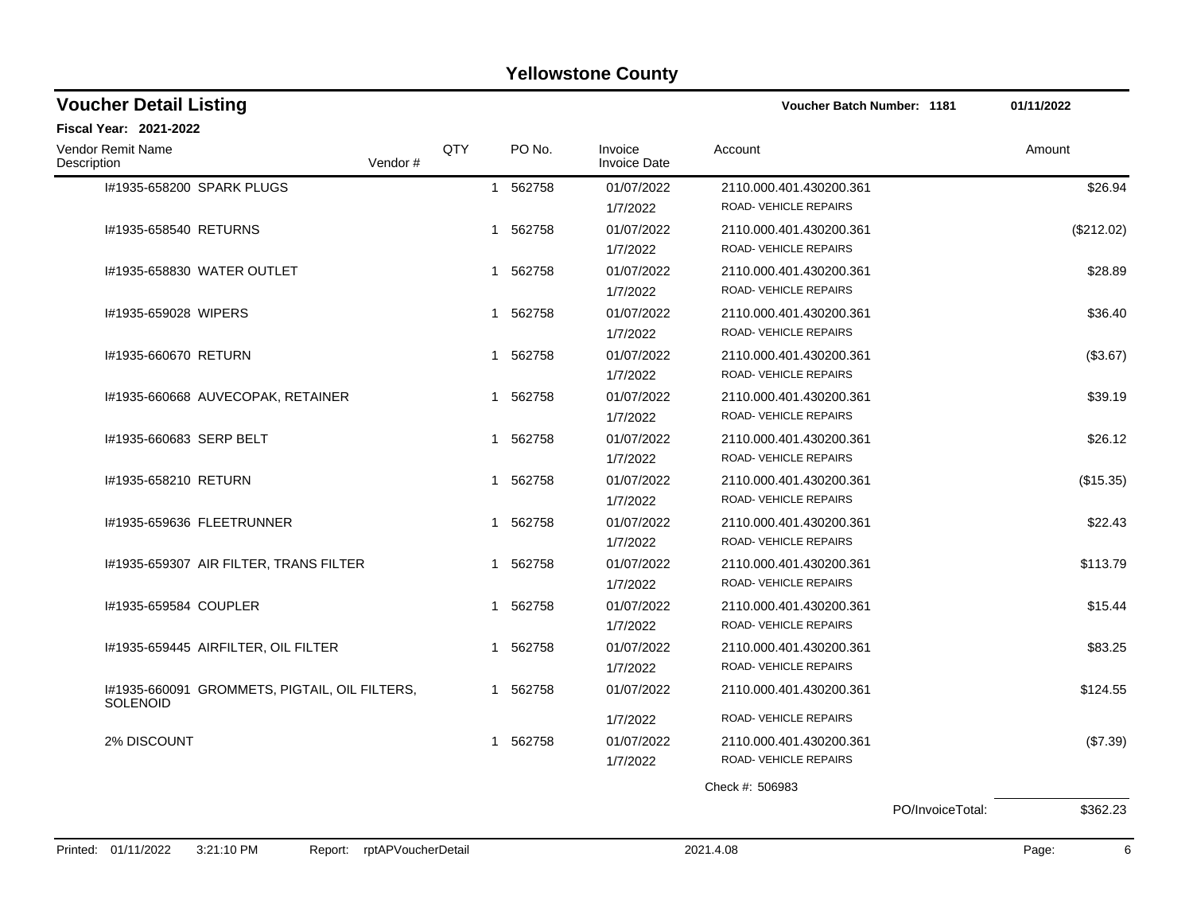# Yellowstone County

## Voucher Detail Listing

**Voucher Batch Number: 1181** 01/11/2022

**Fiscal Year: 2021-2022**

| Vendor Remit Name / Description | Vendor # | QTY | PO No. | Invoice / Invoice Date | Account | Amount |
|---|---|---|---|---|---|---|
| I#1935-658200 SPARK PLUGS | | 1 | 562758 | 01/07/2022<br>1/7/2022 | 2110.000.401.430200.361<br>ROAD- VEHICLE REPAIRS | $26.94 |
| I#1935-658540 RETURNS | | 1 | 562758 | 01/07/2022<br>1/7/2022 | 2110.000.401.430200.361<br>ROAD- VEHICLE REPAIRS | ($212.02) |
| I#1935-658830 WATER OUTLET | | 1 | 562758 | 01/07/2022<br>1/7/2022 | 2110.000.401.430200.361<br>ROAD- VEHICLE REPAIRS | $28.89 |
| I#1935-659028 WIPERS | | 1 | 562758 | 01/07/2022<br>1/7/2022 | 2110.000.401.430200.361<br>ROAD- VEHICLE REPAIRS | $36.40 |
| I#1935-660670 RETURN | | 1 | 562758 | 01/07/2022<br>1/7/2022 | 2110.000.401.430200.361<br>ROAD- VEHICLE REPAIRS | ($3.67) |
| I#1935-660668 AUVECOPAK, RETAINER | | 1 | 562758 | 01/07/2022<br>1/7/2022 | 2110.000.401.430200.361<br>ROAD- VEHICLE REPAIRS | $39.19 |
| I#1935-660683 SERP BELT | | 1 | 562758 | 01/07/2022<br>1/7/2022 | 2110.000.401.430200.361<br>ROAD- VEHICLE REPAIRS | $26.12 |
| I#1935-658210 RETURN | | 1 | 562758 | 01/07/2022<br>1/7/2022 | 2110.000.401.430200.361<br>ROAD- VEHICLE REPAIRS | ($15.35) |
| I#1935-659636 FLEETRUNNER | | 1 | 562758 | 01/07/2022<br>1/7/2022 | 2110.000.401.430200.361<br>ROAD- VEHICLE REPAIRS | $22.43 |
| I#1935-659307 AIR FILTER, TRANS FILTER | | 1 | 562758 | 01/07/2022<br>1/7/2022 | 2110.000.401.430200.361<br>ROAD- VEHICLE REPAIRS | $113.79 |
| I#1935-659584 COUPLER | | 1 | 562758 | 01/07/2022<br>1/7/2022 | 2110.000.401.430200.361<br>ROAD- VEHICLE REPAIRS | $15.44 |
| I#1935-659445 AIRFILTER, OIL FILTER | | 1 | 562758 | 01/07/2022<br>1/7/2022 | 2110.000.401.430200.361<br>ROAD- VEHICLE REPAIRS | $83.25 |
| I#1935-660091 GROMMETS, PIGTAIL, OIL FILTERS, SOLENOID | | 1 | 562758 | 01/07/2022<br>1/7/2022 | 2110.000.401.430200.361<br>ROAD- VEHICLE REPAIRS | $124.55 |
| 2% DISCOUNT | | 1 | 562758 | 01/07/2022<br>1/7/2022 | 2110.000.401.430200.361<br>ROAD- VEHICLE REPAIRS | ($7.39) |

Check #: 506983

PO/InvoiceTotal: $362.23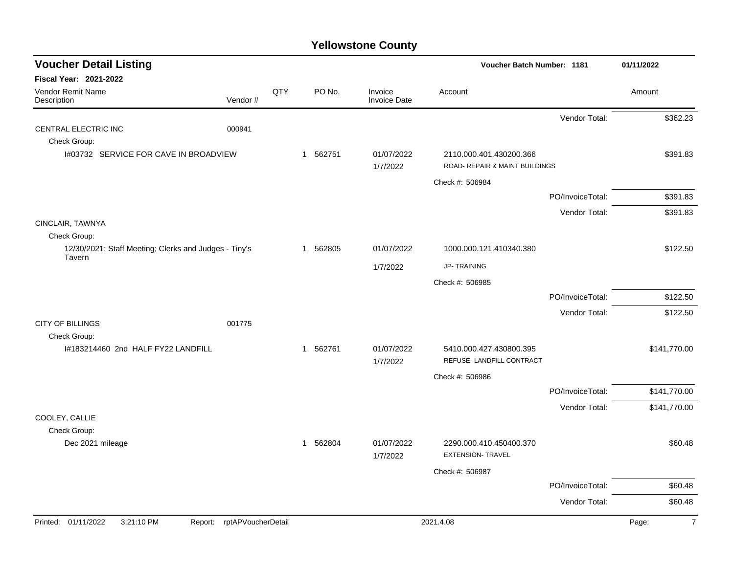# Yellowstone County

## Voucher Detail Listing

**Voucher Batch Number: 1181** — 01/11/2022

**Fiscal Year: 2021-2022**

| Vendor Remit Name / Description | Vendor # | QTY | PO No. | Invoice / Invoice Date | Account | | Amount |
|---|---|---|---|---|---|---|---|
| | | | | | | Vendor Total: | $362.23 |
| CENTRAL ELECTRIC INC | 000941 | | | | | | |
| Check Group: | | | | | | | |
| I#03732 SERVICE FOR CAVE IN BROADVIEW | | 1 | 562751 | 01/07/2022<br>1/7/2022 | 2110.000.401.430200.366<br>ROAD- REPAIR & MAINT BUILDINGS | | $391.83 |
| | | | | | Check #: 506984 | | |
| | | | | | | PO/InvoiceTotal: | $391.83 |
| | | | | | | Vendor Total: | $391.83 |
| CINCLAIR, TAWNYA | | | | | | | |
| Check Group: | | | | | | | |
| 12/30/2021; Staff Meeting; Clerks and Judges - Tiny's Tavern | | 1 | 562805 | 01/07/2022<br>1/7/2022 | 1000.000.121.410340.380<br>JP- TRAINING | | $122.50 |
| | | | | | Check #: 506985 | | |
| | | | | | | PO/InvoiceTotal: | $122.50 |
| | | | | | | Vendor Total: | $122.50 |
| CITY OF BILLINGS | 001775 | | | | | | |
| Check Group: | | | | | | | |
| I#183214460 2nd HALF FY22 LANDFILL | | 1 | 562761 | 01/07/2022<br>1/7/2022 | 5410.000.427.430800.395<br>REFUSE- LANDFILL CONTRACT | | $141,770.00 |
| | | | | | Check #: 506986 | | |
| | | | | | | PO/InvoiceTotal: | $141,770.00 |
| | | | | | | Vendor Total: | $141,770.00 |
| COOLEY, CALLIE | | | | | | | |
| Check Group: | | | | | | | |
| Dec 2021 mileage | | 1 | 562804 | 01/07/2022<br>1/7/2022 | 2290.000.410.450400.370<br>EXTENSION- TRAVEL | | $60.48 |
| | | | | | Check #: 506987 | | |
| | | | | | | PO/InvoiceTotal: | $60.48 |
| | | | | | | Vendor Total: | $60.48 |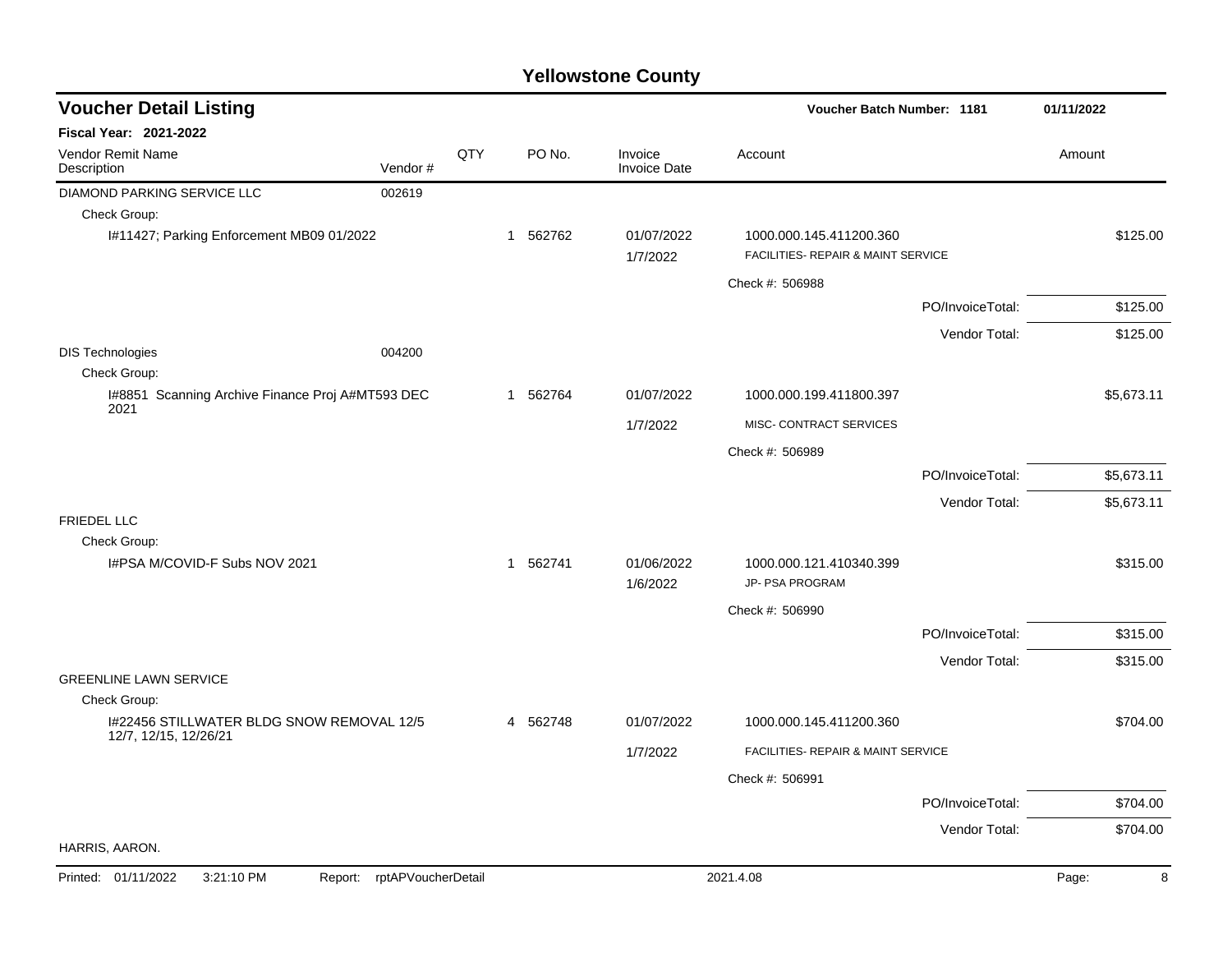# Yellowstone County

## Voucher Detail Listing

**Voucher Batch Number: 1181** — 01/11/2022

**Fiscal Year: 2021-2022**

| Vendor Remit Name / Description | Vendor # | QTY | PO No. | Invoice / Invoice Date | Account | Amount |
|---|---|---|---|---|---|---|
| DIAMOND PARKING SERVICE LLC | 002619 | | | | | |
| Check Group: | | | | | | |
| I#11427; Parking Enforcement MB09 01/2022 | | 1 | 562762 | 01/07/2022<br>1/7/2022 | 1000.000.145.411200.360<br>FACILITIES- REPAIR & MAINT SERVICE | $125.00 |
| | | | | | Check #: 506988 | |
| | | | | | PO/InvoiceTotal: | $125.00 |
| | | | | | Vendor Total: | $125.00 |
| DIS Technologies | 004200 | | | | | |
| Check Group: | | | | | | |
| I#8851 Scanning Archive Finance Proj A#MT593 DEC 2021 | | 1 | 562764 | 01/07/2022<br>1/7/2022 | 1000.000.199.411800.397<br>MISC- CONTRACT SERVICES | $5,673.11 |
| | | | | | Check #: 506989 | |
| | | | | | PO/InvoiceTotal: | $5,673.11 |
| | | | | | Vendor Total: | $5,673.11 |
| FRIEDEL LLC | | | | | | |
| Check Group: | | | | | | |
| I#PSA M/COVID-F Subs NOV 2021 | | 1 | 562741 | 01/06/2022<br>1/6/2022 | 1000.000.121.410340.399<br>JP- PSA PROGRAM | $315.00 |
| | | | | | Check #: 506990 | |
| | | | | | PO/InvoiceTotal: | $315.00 |
| | | | | | Vendor Total: | $315.00 |
| GREENLINE LAWN SERVICE | | | | | | |
| Check Group: | | | | | | |
| I#22456 STILLWATER BLDG SNOW REMOVAL 12/5 12/7, 12/15, 12/26/21 | | 4 | 562748 | 01/07/2022<br>1/7/2022 | 1000.000.145.411200.360<br>FACILITIES- REPAIR & MAINT SERVICE | $704.00 |
| | | | | | Check #: 506991 | |
| | | | | | PO/InvoiceTotal: | $704.00 |
| | | | | | Vendor Total: | $704.00 |
| HARRIS, AARON. | | | | | | |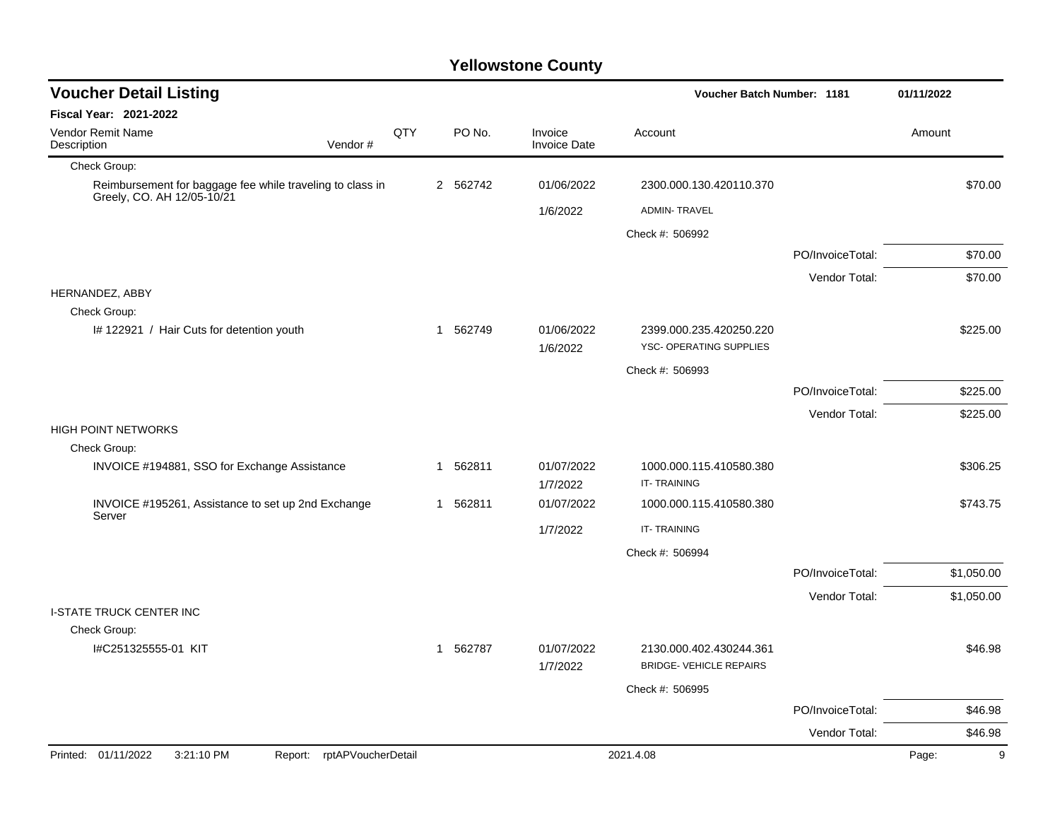# Yellowstone County

## Voucher Detail Listing

**Voucher Batch Number: 1181** — 01/11/2022

**Fiscal Year: 2021-2022**

| Vendor Remit Name / Description | Vendor # | QTY | PO No. | Invoice / Invoice Date | Account | | Amount |
|---|---|---|---|---|---|---|---|
| Check Group: | | | | | | | |
| Reimbursement for baggage fee while traveling to class in Greely, CO. AH 12/05-10/21 | | 2 | 562742 | 01/06/2022 | 2300.000.130.420110.370 | | $70.00 |
| | | | | 1/6/2022 | ADMIN- TRAVEL | | |
| | | | | | Check #: 506992 | | |
| | | | | | | PO/InvoiceTotal: | $70.00 |
| | | | | | | Vendor Total: | $70.00 |
| HERNANDEZ, ABBY | | | | | | | |
| Check Group: | | | | | | | |
| I# 122921 / Hair Cuts for detention youth | | 1 | 562749 | 01/06/2022 | 2399.000.235.420250.220 | | $225.00 |
| | | | | 1/6/2022 | YSC- OPERATING SUPPLIES | | |
| | | | | | Check #: 506993 | | |
| | | | | | | PO/InvoiceTotal: | $225.00 |
| | | | | | | Vendor Total: | $225.00 |
| HIGH POINT NETWORKS | | | | | | | |
| Check Group: | | | | | | | |
| INVOICE #194881, SSO for Exchange Assistance | | 1 | 562811 | 01/07/2022 | 1000.000.115.410580.380 | | $306.25 |
| | | | | 1/7/2022 | IT- TRAINING | | |
| INVOICE #195261, Assistance to set up 2nd Exchange Server | | 1 | 562811 | 01/07/2022 | 1000.000.115.410580.380 | | $743.75 |
| | | | | 1/7/2022 | IT- TRAINING | | |
| | | | | | Check #: 506994 | | |
| | | | | | | PO/InvoiceTotal: | $1,050.00 |
| | | | | | | Vendor Total: | $1,050.00 |
| I-STATE TRUCK CENTER INC | | | | | | | |
| Check Group: | | | | | | | |
| I#C251325555-01 KIT | | 1 | 562787 | 01/07/2022 | 2130.000.402.430244.361 | | $46.98 |
| | | | | 1/7/2022 | BRIDGE- VEHICLE REPAIRS | | |
| | | | | | Check #: 506995 | | |
| | | | | | | PO/InvoiceTotal: | $46.98 |
| | | | | | | Vendor Total: | $46.98 |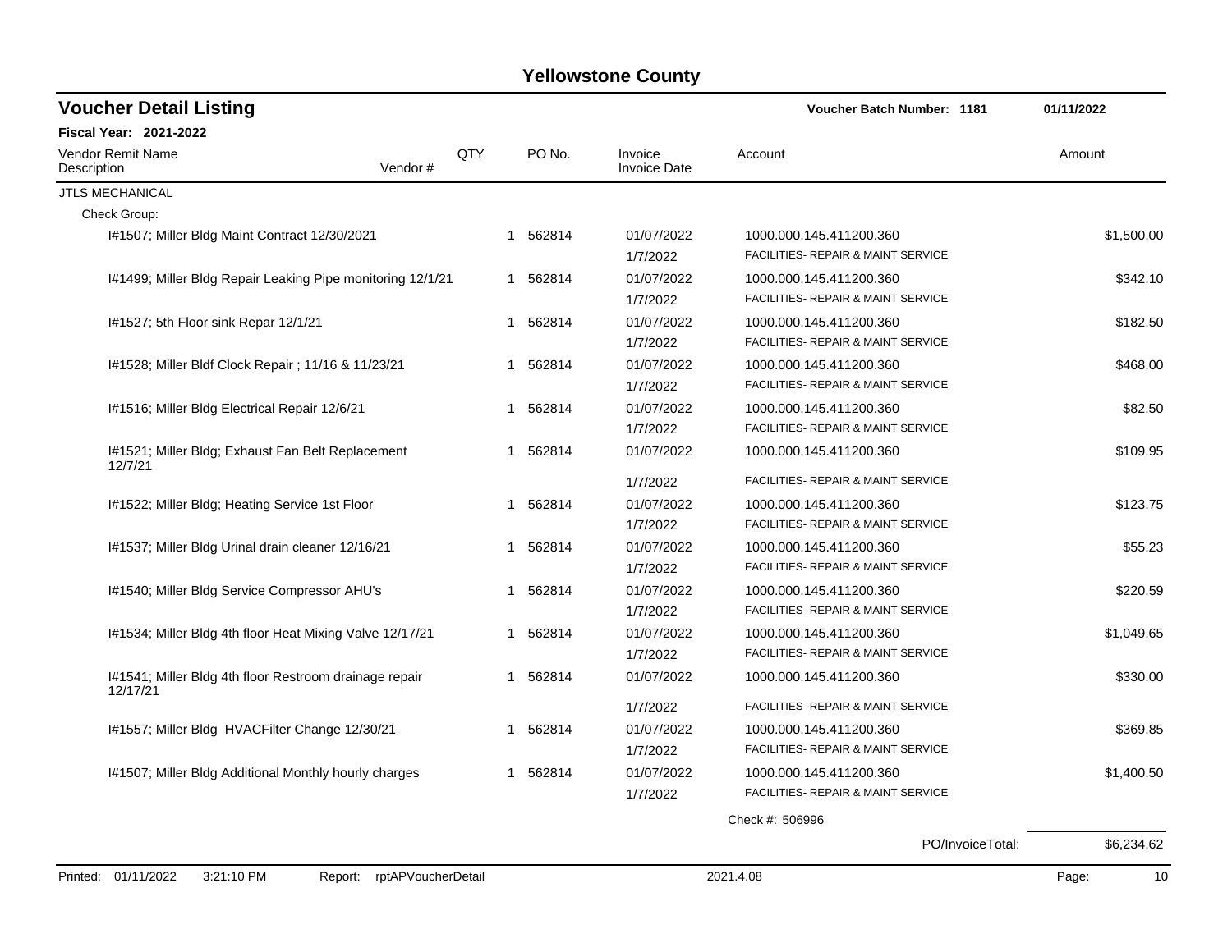# Yellowstone County

## Voucher Detail Listing

**Voucher Batch Number: 1181** | **01/11/2022**

**Fiscal Year: 2021-2022**

| Vendor Remit Name / Description | Vendor # | QTY | PO No. | Invoice / Invoice Date | Account | Amount |
|---|---|---|---|---|---|---|
| JTLS MECHANICAL | | | | | | |
| Check Group: | | | | | | |
| I#1507; Miller Bldg Maint Contract 12/30/2021 | | 1 | 562814 | 01/07/2022<br>1/7/2022 | 1000.000.145.411200.360<br>FACILITIES- REPAIR & MAINT SERVICE | $1,500.00 |
| I#1499; Miller Bldg Repair Leaking Pipe monitoring 12/1/21 | | 1 | 562814 | 01/07/2022<br>1/7/2022 | 1000.000.145.411200.360<br>FACILITIES- REPAIR & MAINT SERVICE | $342.10 |
| I#1527; 5th Floor sink Repar 12/1/21 | | 1 | 562814 | 01/07/2022<br>1/7/2022 | 1000.000.145.411200.360<br>FACILITIES- REPAIR & MAINT SERVICE | $182.50 |
| I#1528; Miller Bldf Clock Repair ; 11/16 & 11/23/21 | | 1 | 562814 | 01/07/2022<br>1/7/2022 | 1000.000.145.411200.360<br>FACILITIES- REPAIR & MAINT SERVICE | $468.00 |
| I#1516; Miller Bldg Electrical Repair 12/6/21 | | 1 | 562814 | 01/07/2022<br>1/7/2022 | 1000.000.145.411200.360<br>FACILITIES- REPAIR & MAINT SERVICE | $82.50 |
| I#1521; Miller Bldg; Exhaust Fan Belt Replacement 12/7/21 | | 1 | 562814 | 01/07/2022<br>1/7/2022 | 1000.000.145.411200.360<br>FACILITIES- REPAIR & MAINT SERVICE | $109.95 |
| I#1522; Miller Bldg; Heating Service 1st Floor | | 1 | 562814 | 01/07/2022<br>1/7/2022 | 1000.000.145.411200.360<br>FACILITIES- REPAIR & MAINT SERVICE | $123.75 |
| I#1537; Miller Bldg Urinal drain cleaner 12/16/21 | | 1 | 562814 | 01/07/2022<br>1/7/2022 | 1000.000.145.411200.360<br>FACILITIES- REPAIR & MAINT SERVICE | $55.23 |
| I#1540; Miller Bldg Service Compressor AHU's | | 1 | 562814 | 01/07/2022<br>1/7/2022 | 1000.000.145.411200.360<br>FACILITIES- REPAIR & MAINT SERVICE | $220.59 |
| I#1534; Miller Bldg 4th floor Heat Mixing Valve 12/17/21 | | 1 | 562814 | 01/07/2022<br>1/7/2022 | 1000.000.145.411200.360<br>FACILITIES- REPAIR & MAINT SERVICE | $1,049.65 |
| I#1541; Miller Bldg 4th floor Restroom drainage repair 12/17/21 | | 1 | 562814 | 01/07/2022<br>1/7/2022 | 1000.000.145.411200.360<br>FACILITIES- REPAIR & MAINT SERVICE | $330.00 |
| I#1557; Miller Bldg HVACFilter Change 12/30/21 | | 1 | 562814 | 01/07/2022<br>1/7/2022 | 1000.000.145.411200.360<br>FACILITIES- REPAIR & MAINT SERVICE | $369.85 |
| I#1507; Miller Bldg Additional Monthly hourly charges | | 1 | 562814 | 01/07/2022<br>1/7/2022 | 1000.000.145.411200.360<br>FACILITIES- REPAIR & MAINT SERVICE | $1,400.50 |
| | | | | | Check #: 506996 | |
| | | | | | PO/InvoiceTotal: | $6,234.62 |

Printed: 01/11/2022 3:21:10 PM Report: rptAPVoucherDetail 2021.4.08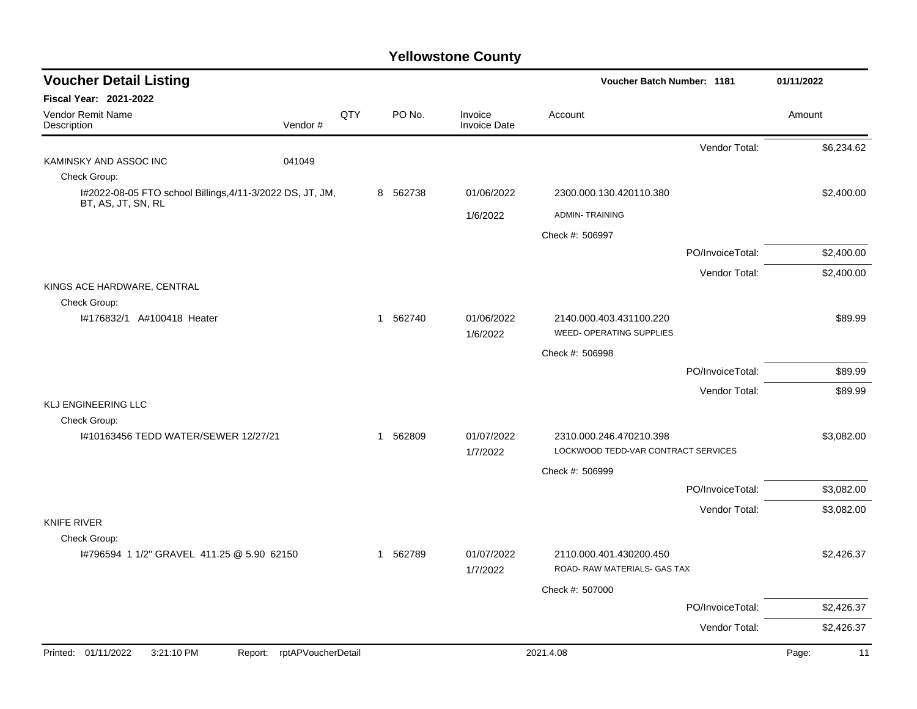# Yellowstone County

## Voucher Detail Listing

Voucher Batch Number: 1181 — 01/11/2022

**Fiscal Year: 2021-2022**

| Vendor Remit Name / Description | Vendor # | QTY | PO No. | Invoice / Invoice Date | Account | | Amount |
|---|---|---|---|---|---|---|---|
| | | | | | | Vendor Total: | $6,234.62 |
| KAMINSKY AND ASSOC INC | 041049 | | | | | | |
| Check Group: | | | | | | | |
| I#2022-08-05 FTO school Billings,4/11-3/2022 DS, JT, JM, BT, AS, JT, SN, RL | | 8 | 562738 | 01/06/2022 | 2300.000.130.420110.380 | | $2,400.00 |
| | | | | 1/6/2022 | ADMIN- TRAINING | | |
| | | | | | Check #: 506997 | | |
| | | | | | | PO/InvoiceTotal: | $2,400.00 |
| | | | | | | Vendor Total: | $2,400.00 |
| KINGS ACE HARDWARE, CENTRAL | | | | | | | |
| Check Group: | | | | | | | |
| I#176832/1 A#100418 Heater | | 1 | 562740 | 01/06/2022 | 2140.000.403.431100.220 | | $89.99 |
| | | | | 1/6/2022 | WEED- OPERATING SUPPLIES | | |
| | | | | | Check #: 506998 | | |
| | | | | | | PO/InvoiceTotal: | $89.99 |
| | | | | | | Vendor Total: | $89.99 |
| KLJ ENGINEERING LLC | | | | | | | |
| Check Group: | | | | | | | |
| I#10163456 TEDD WATER/SEWER 12/27/21 | | 1 | 562809 | 01/07/2022 | 2310.000.246.470210.398 | | $3,082.00 |
| | | | | 1/7/2022 | LOCKWOOD TEDD-VAR CONTRACT SERVICES | | |
| | | | | | Check #: 506999 | | |
| | | | | | | PO/InvoiceTotal: | $3,082.00 |
| | | | | | | Vendor Total: | $3,082.00 |
| KNIFE RIVER | | | | | | | |
| Check Group: | | | | | | | |
| I#796594 1 1/2" GRAVEL 411.25 @ 5.90 62150 | | 1 | 562789 | 01/07/2022 | 2110.000.401.430200.450 | | $2,426.37 |
| | | | | 1/7/2022 | ROAD- RAW MATERIALS- GAS TAX | | |
| | | | | | Check #: 507000 | | |
| | | | | | | PO/InvoiceTotal: | $2,426.37 |
| | | | | | | Vendor Total: | $2,426.37 |

Printed: 01/11/2022 3:21:10 PM Report: rptAPVoucherDetail 2021.4.08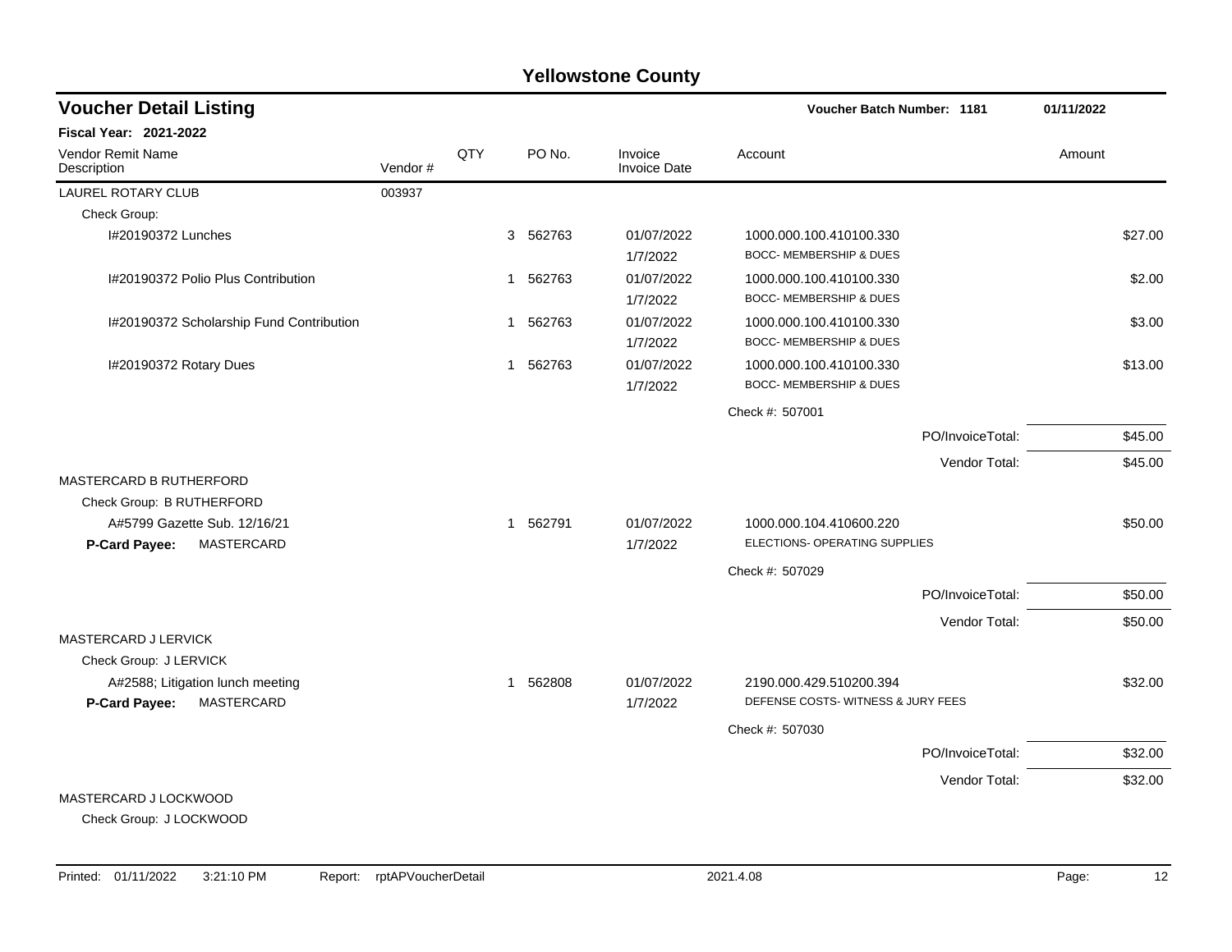# Yellowstone County

## Voucher Detail Listing

**Voucher Batch Number: 1181** — 01/11/2022

**Fiscal Year: 2021-2022**

| Vendor Remit Name / Description | Vendor # | QTY | PO No. | Invoice / Invoice Date | Account | Amount |
|---|---|---|---|---|---|---|
| LAUREL ROTARY CLUB | 003937 | | | | | |
| Check Group: | | | | | | |
| I#20190372 Lunches | | 3 | 562763 | 01/07/2022<br>1/7/2022 | 1000.000.100.410100.330<br>BOCC- MEMBERSHIP & DUES | $27.00 |
| I#20190372 Polio Plus Contribution | | 1 | 562763 | 01/07/2022<br>1/7/2022 | 1000.000.100.410100.330<br>BOCC- MEMBERSHIP & DUES | $2.00 |
| I#20190372 Scholarship Fund Contribution | | 1 | 562763 | 01/07/2022<br>1/7/2022 | 1000.000.100.410100.330<br>BOCC- MEMBERSHIP & DUES | $3.00 |
| I#20190372 Rotary Dues | | 1 | 562763 | 01/07/2022<br>1/7/2022 | 1000.000.100.410100.330<br>BOCC- MEMBERSHIP & DUES | $13.00 |
| | | | | | Check #: 507001 | |
| | | | | | PO/InvoiceTotal: | $45.00 |
| | | | | | Vendor Total: | $45.00 |
| MASTERCARD B RUTHERFORD | | | | | | |
| Check Group: B RUTHERFORD | | | | | | |
| A#5799 Gazette Sub. 12/16/21<br>**P-Card Payee:** MASTERCARD | | 1 | 562791 | 01/07/2022<br>1/7/2022 | 1000.000.104.410600.220<br>ELECTIONS- OPERATING SUPPLIES | $50.00 |
| | | | | | Check #: 507029 | |
| | | | | | PO/InvoiceTotal: | $50.00 |
| | | | | | Vendor Total: | $50.00 |
| MASTERCARD J LERVICK | | | | | | |
| Check Group: J LERVICK | | | | | | |
| A#2588; Litigation lunch meeting<br>**P-Card Payee:** MASTERCARD | | 1 | 562808 | 01/07/2022<br>1/7/2022 | 2190.000.429.510200.394<br>DEFENSE COSTS- WITNESS & JURY FEES | $32.00 |
| | | | | | Check #: 507030 | |
| | | | | | PO/InvoiceTotal: | $32.00 |
| | | | | | Vendor Total: | $32.00 |
| MASTERCARD J LOCKWOOD | | | | | | |
| Check Group: J LOCKWOOD | | | | | | |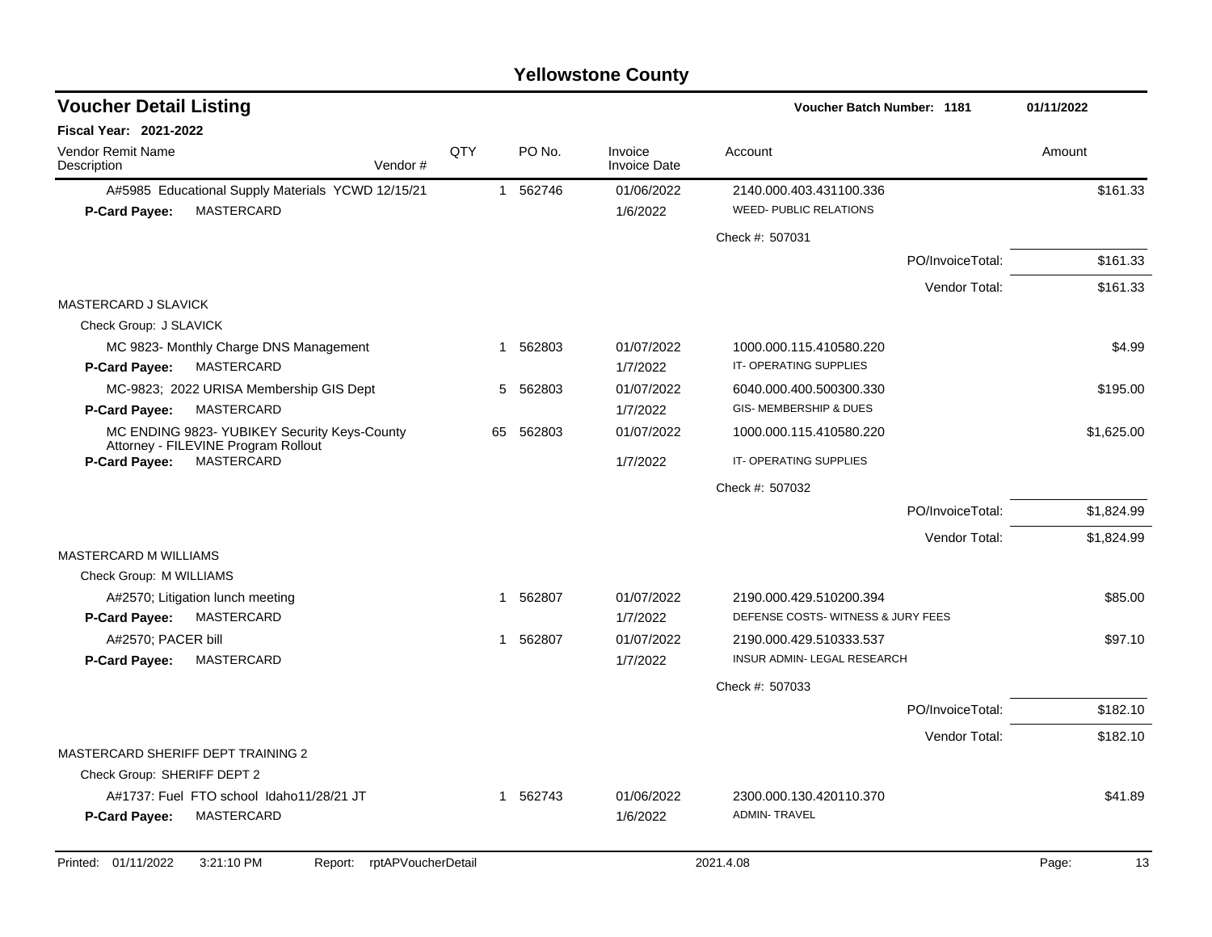# Yellowstone County

## Voucher Detail Listing

Voucher Batch Number: 1181 — 01/11/2022

**Fiscal Year: 2021-2022**

| Vendor Remit Name / Description | Vendor # | QTY | PO No. | Invoice / Invoice Date | Account | Amount |
|---|---|---|---|---|---|---|
| A#5985 Educational Supply Materials YCWD 12/15/21 | | 1 | 562746 | 01/06/2022 | 2140.000.403.431100.336 | $161.33 |
| **P-Card Payee:** MASTERCARD | | | | 1/6/2022 | WEED- PUBLIC RELATIONS | |
| | | | | | Check #: 507031 | |
| | | | | | PO/InvoiceTotal: | $161.33 |
| | | | | | Vendor Total: | $161.33 |
| MASTERCARD J SLAVICK | | | | | | |
| Check Group: J SLAVICK | | | | | | |
| MC 9823- Monthly Charge DNS Management | | 1 | 562803 | 01/07/2022 | 1000.000.115.410580.220 | $4.99 |
| **P-Card Payee:** MASTERCARD | | | | 1/7/2022 | IT- OPERATING SUPPLIES | |
| MC-9823; 2022 URISA Membership GIS Dept | | 5 | 562803 | 01/07/2022 | 6040.000.400.500300.330 | $195.00 |
| **P-Card Payee:** MASTERCARD | | | | 1/7/2022 | GIS- MEMBERSHIP & DUES | |
| MC ENDING 9823- YUBIKEY Security Keys-County Attorney - FILEVINE Program Rollout | | 65 | 562803 | 01/07/2022 | 1000.000.115.410580.220 | $1,625.00 |
| **P-Card Payee:** MASTERCARD | | | | 1/7/2022 | IT- OPERATING SUPPLIES | |
| | | | | | Check #: 507032 | |
| | | | | | PO/InvoiceTotal: | $1,824.99 |
| | | | | | Vendor Total: | $1,824.99 |
| MASTERCARD M WILLIAMS | | | | | | |
| Check Group: M WILLIAMS | | | | | | |
| A#2570; Litigation lunch meeting | | 1 | 562807 | 01/07/2022 | 2190.000.429.510200.394 | $85.00 |
| **P-Card Payee:** MASTERCARD | | | | 1/7/2022 | DEFENSE COSTS- WITNESS & JURY FEES | |
| A#2570; PACER bill | | 1 | 562807 | 01/07/2022 | 2190.000.429.510333.537 | $97.10 |
| **P-Card Payee:** MASTERCARD | | | | 1/7/2022 | INSUR ADMIN- LEGAL RESEARCH | |
| | | | | | Check #: 507033 | |
| | | | | | PO/InvoiceTotal: | $182.10 |
| | | | | | Vendor Total: | $182.10 |
| MASTERCARD SHERIFF DEPT TRAINING 2 | | | | | | |
| Check Group: SHERIFF DEPT 2 | | | | | | |
| A#1737: Fuel FTO school Idaho11/28/21 JT | | 1 | 562743 | 01/06/2022 | 2300.000.130.420110.370 | $41.89 |
| **P-Card Payee:** MASTERCARD | | | | 1/6/2022 | ADMIN- TRAVEL | |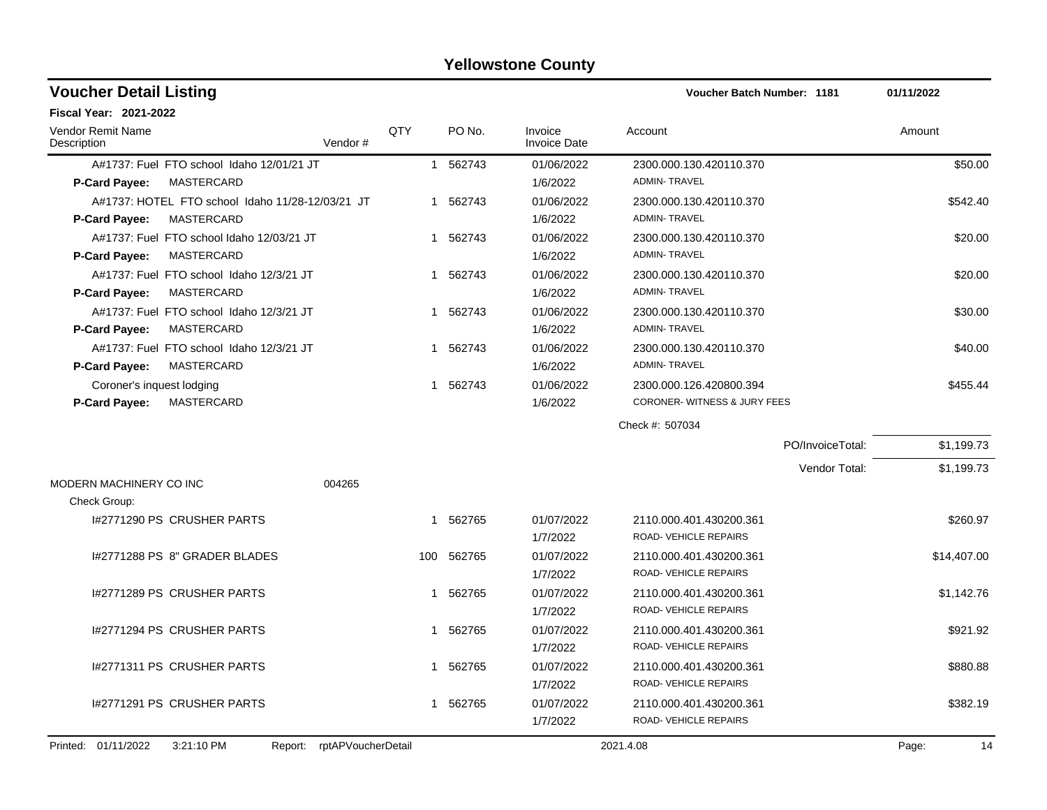# Yellowstone County

## Voucher Detail Listing

**Voucher Batch Number: 1181** | 01/11/2022

**Fiscal Year: 2021-2022**

| Vendor Remit Name / Description | Vendor # | QTY | PO No. | Invoice / Invoice Date | Account | Amount |
|---|---|---|---|---|---|---|
| A#1737: Fuel FTO school Idaho 12/01/21 JT | | 1 | 562743 | 01/06/2022 | 2300.000.130.420110.370 | $50.00 |
| **P-Card Payee:** MASTERCARD | | | | 1/6/2022 | ADMIN- TRAVEL | |
| A#1737: HOTEL FTO school Idaho 11/28-12/03/21 JT | | 1 | 562743 | 01/06/2022 | 2300.000.130.420110.370 | $542.40 |
| **P-Card Payee:** MASTERCARD | | | | 1/6/2022 | ADMIN- TRAVEL | |
| A#1737: Fuel FTO school Idaho 12/03/21 JT | | 1 | 562743 | 01/06/2022 | 2300.000.130.420110.370 | $20.00 |
| **P-Card Payee:** MASTERCARD | | | | 1/6/2022 | ADMIN- TRAVEL | |
| A#1737: Fuel FTO school Idaho 12/3/21 JT | | 1 | 562743 | 01/06/2022 | 2300.000.130.420110.370 | $20.00 |
| **P-Card Payee:** MASTERCARD | | | | 1/6/2022 | ADMIN- TRAVEL | |
| A#1737: Fuel FTO school Idaho 12/3/21 JT | | 1 | 562743 | 01/06/2022 | 2300.000.130.420110.370 | $30.00 |
| **P-Card Payee:** MASTERCARD | | | | 1/6/2022 | ADMIN- TRAVEL | |
| A#1737: Fuel FTO school Idaho 12/3/21 JT | | 1 | 562743 | 01/06/2022 | 2300.000.130.420110.370 | $40.00 |
| **P-Card Payee:** MASTERCARD | | | | 1/6/2022 | ADMIN- TRAVEL | |
| Coroner's inquest lodging | | 1 | 562743 | 01/06/2022 | 2300.000.126.420800.394 | $455.44 |
| **P-Card Payee:** MASTERCARD | | | | 1/6/2022 | CORONER- WITNESS & JURY FEES | |
| | | | | | Check #: 507034 | |
| | | | | | PO/InvoiceTotal: | $1,199.73 |
| | | | | | Vendor Total: | $1,199.73 |
| MODERN MACHINERY CO INC | 004265 | | | | | |
| Check Group: | | | | | | |
| I#2771290 PS CRUSHER PARTS | | 1 | 562765 | 01/07/2022 | 2110.000.401.430200.361 | $260.97 |
| | | | | 1/7/2022 | ROAD- VEHICLE REPAIRS | |
| I#2771288 PS 8" GRADER BLADES | | 100 | 562765 | 01/07/2022 | 2110.000.401.430200.361 | $14,407.00 |
| | | | | 1/7/2022 | ROAD- VEHICLE REPAIRS | |
| I#2771289 PS CRUSHER PARTS | | 1 | 562765 | 01/07/2022 | 2110.000.401.430200.361 | $1,142.76 |
| | | | | 1/7/2022 | ROAD- VEHICLE REPAIRS | |
| I#2771294 PS CRUSHER PARTS | | 1 | 562765 | 01/07/2022 | 2110.000.401.430200.361 | $921.92 |
| | | | | 1/7/2022 | ROAD- VEHICLE REPAIRS | |
| I#2771311 PS CRUSHER PARTS | | 1 | 562765 | 01/07/2022 | 2110.000.401.430200.361 | $880.88 |
| | | | | 1/7/2022 | ROAD- VEHICLE REPAIRS | |
| I#2771291 PS CRUSHER PARTS | | 1 | 562765 | 01/07/2022 | 2110.000.401.430200.361 | $382.19 |
| | | | | 1/7/2022 | ROAD- VEHICLE REPAIRS | |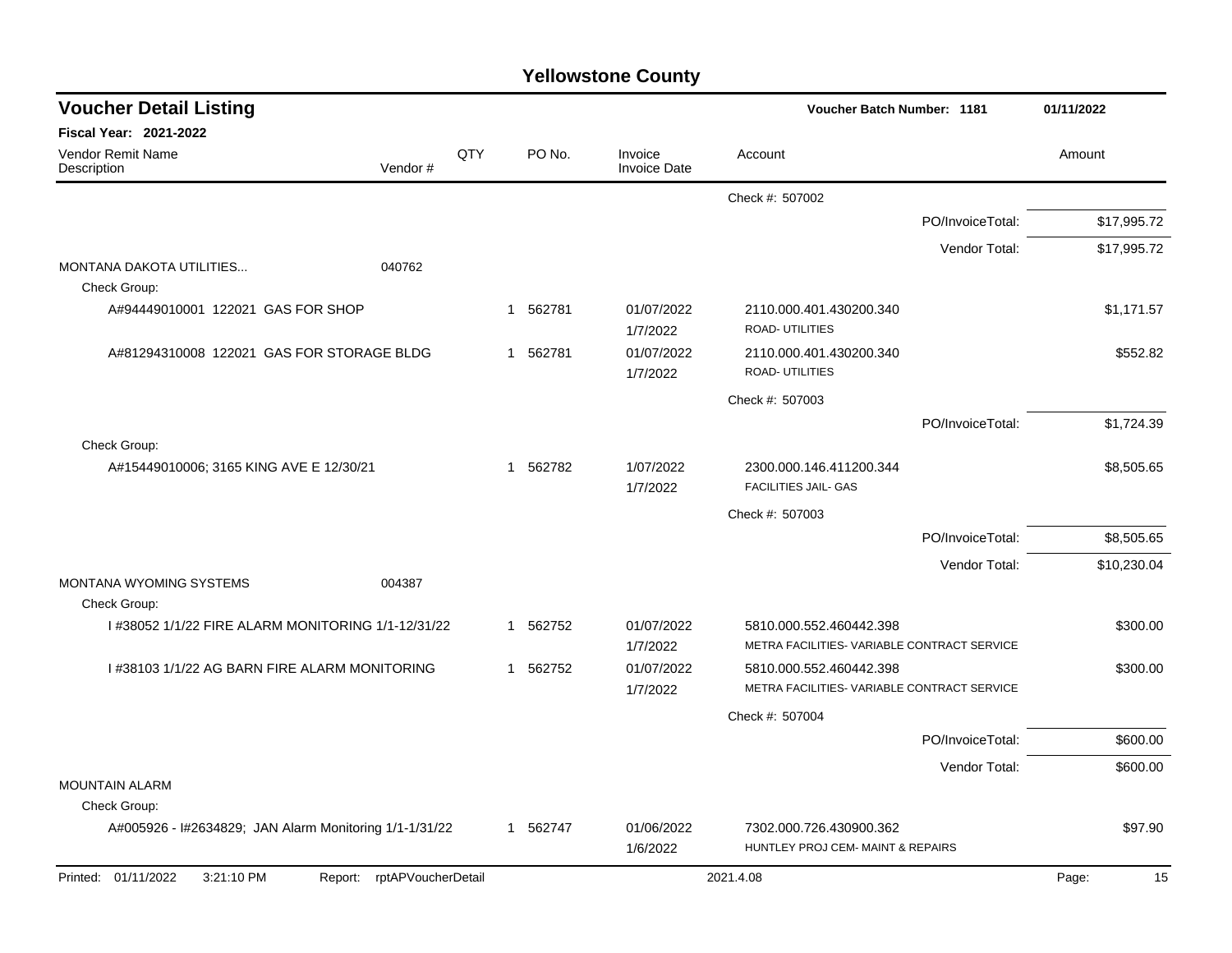# Yellowstone County

## Voucher Detail Listing

**Voucher Batch Number: 1181** — 01/11/2022

**Fiscal Year: 2021-2022**

| Vendor Remit Name / Description | Vendor # | QTY | PO No. | Invoice / Invoice Date | Account | Amount |
|---|---|---|---|---|---|---|
| | | | | | Check #: 507002 | |
| | | | | | PO/InvoiceTotal: | $17,995.72 |
| | | | | | Vendor Total: | $17,995.72 |
| MONTANA DAKOTA UTILITIES... | 040762 | | | | | |
| Check Group: | | | | | | |
| A#94449010001 122021 GAS FOR SHOP | | 1 | 562781 | 01/07/2022 1/7/2022 | 2110.000.401.430200.340 ROAD- UTILITIES | $1,171.57 |
| A#81294310008 122021 GAS FOR STORAGE BLDG | | 1 | 562781 | 01/07/2022 1/7/2022 | 2110.000.401.430200.340 ROAD- UTILITIES | $552.82 |
| | | | | | Check #: 507003 | |
| | | | | | PO/InvoiceTotal: | $1,724.39 |
| Check Group: | | | | | | |
| A#15449010006; 3165 KING AVE E 12/30/21 | | 1 | 562782 | 1/07/2022 1/7/2022 | 2300.000.146.411200.344 FACILITIES JAIL- GAS | $8,505.65 |
| | | | | | Check #: 507003 | |
| | | | | | PO/InvoiceTotal: | $8,505.65 |
| | | | | | Vendor Total: | $10,230.04 |
| MONTANA WYOMING SYSTEMS | 004387 | | | | | |
| Check Group: | | | | | | |
| I #38052 1/1/22 FIRE ALARM MONITORING 1/1-12/31/22 | | 1 | 562752 | 01/07/2022 1/7/2022 | 5810.000.552.460442.398 METRA FACILITIES- VARIABLE CONTRACT SERVICE | $300.00 |
| I #38103 1/1/22 AG BARN FIRE ALARM MONITORING | | 1 | 562752 | 01/07/2022 1/7/2022 | 5810.000.552.460442.398 METRA FACILITIES- VARIABLE CONTRACT SERVICE | $300.00 |
| | | | | | Check #: 507004 | |
| | | | | | PO/InvoiceTotal: | $600.00 |
| | | | | | Vendor Total: | $600.00 |
| MOUNTAIN ALARM | | | | | | |
| Check Group: | | | | | | |
| A#005926 - I#2634829; JAN Alarm Monitoring 1/1-1/31/22 | | 1 | 562747 | 01/06/2022 1/6/2022 | 7302.000.726.430900.362 HUNTLEY PROJ CEM- MAINT & REPAIRS | $97.90 |

Printed: 01/11/2022 3:21:10 PM Report: rptAPVoucherDetail 2021.4.08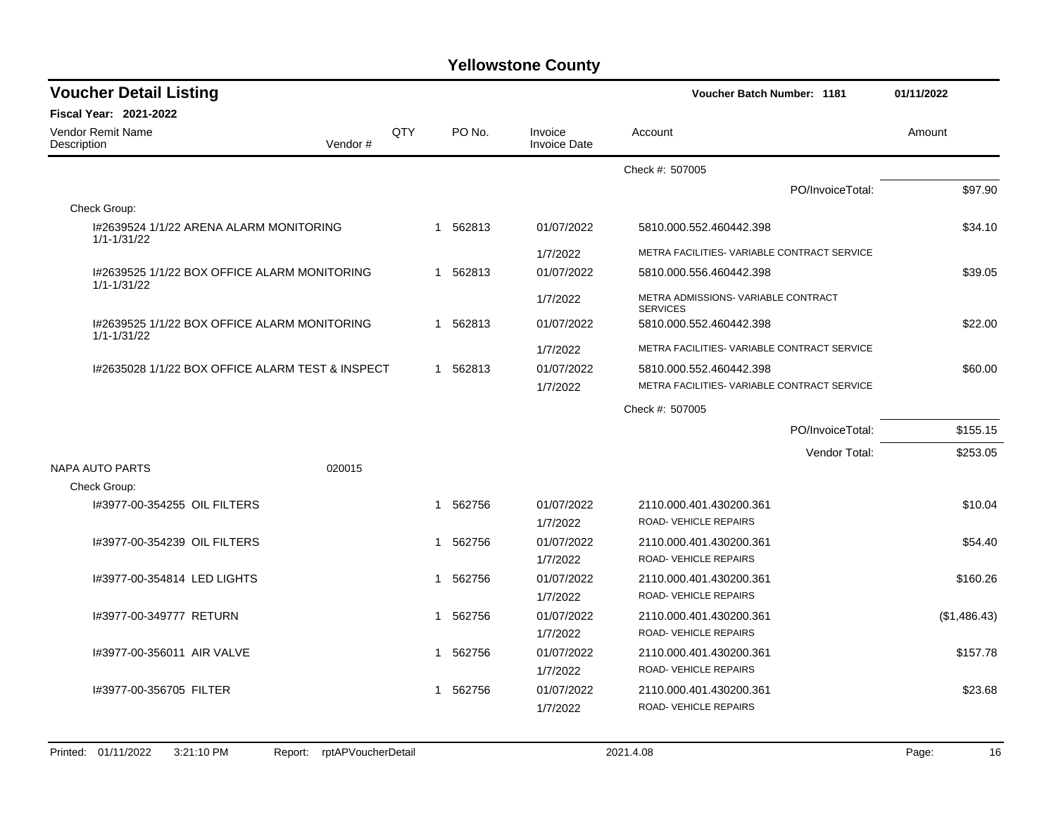# Yellowstone County

## Voucher Detail Listing

**Voucher Batch Number: 1181** 01/11/2022

**Fiscal Year: 2021-2022**

| Vendor Remit Name / Description | Vendor # | QTY | PO No. | Invoice / Invoice Date | Account | Amount |
|---|---|---|---|---|---|---|
| | | | | | Check #: 507005 | |
| | | | | | PO/InvoiceTotal: | $97.90 |
| Check Group: | | | | | | |
| I#2639524 1/1/22 ARENA ALARM MONITORING 1/1-1/31/22 | | 1 | 562813 | 01/07/2022 | 5810.000.552.460442.398 | $34.10 |
| | | | | 1/7/2022 | METRA FACILITIES- VARIABLE CONTRACT SERVICE | |
| I#2639525 1/1/22 BOX OFFICE ALARM MONITORING 1/1-1/31/22 | | 1 | 562813 | 01/07/2022 | 5810.000.556.460442.398 | $39.05 |
| | | | | 1/7/2022 | METRA ADMISSIONS- VARIABLE CONTRACT SERVICES | |
| I#2639525 1/1/22 BOX OFFICE ALARM MONITORING 1/1-1/31/22 | | 1 | 562813 | 01/07/2022 | 5810.000.552.460442.398 | $22.00 |
| | | | | 1/7/2022 | METRA FACILITIES- VARIABLE CONTRACT SERVICE | |
| I#2635028 1/1/22 BOX OFFICE ALARM TEST & INSPECT | | 1 | 562813 | 01/07/2022 | 5810.000.552.460442.398 | $60.00 |
| | | | | 1/7/2022 | METRA FACILITIES- VARIABLE CONTRACT SERVICE | |
| | | | | | Check #: 507005 | |
| | | | | | PO/InvoiceTotal: | $155.15 |
| | | | | | Vendor Total: | $253.05 |
| NAPA AUTO PARTS | 020015 | | | | | |
| Check Group: | | | | | | |
| I#3977-00-354255 OIL FILTERS | | 1 | 562756 | 01/07/2022 | 2110.000.401.430200.361 | $10.04 |
| | | | | 1/7/2022 | ROAD- VEHICLE REPAIRS | |
| I#3977-00-354239 OIL FILTERS | | 1 | 562756 | 01/07/2022 | 2110.000.401.430200.361 | $54.40 |
| | | | | 1/7/2022 | ROAD- VEHICLE REPAIRS | |
| I#3977-00-354814 LED LIGHTS | | 1 | 562756 | 01/07/2022 | 2110.000.401.430200.361 | $160.26 |
| | | | | 1/7/2022 | ROAD- VEHICLE REPAIRS | |
| I#3977-00-349777 RETURN | | 1 | 562756 | 01/07/2022 | 2110.000.401.430200.361 | ($1,486.43) |
| | | | | 1/7/2022 | ROAD- VEHICLE REPAIRS | |
| I#3977-00-356011 AIR VALVE | | 1 | 562756 | 01/07/2022 | 2110.000.401.430200.361 | $157.78 |
| | | | | 1/7/2022 | ROAD- VEHICLE REPAIRS | |
| I#3977-00-356705 FILTER | | 1 | 562756 | 01/07/2022 | 2110.000.401.430200.361 | $23.68 |
| | | | | 1/7/2022 | ROAD- VEHICLE REPAIRS | |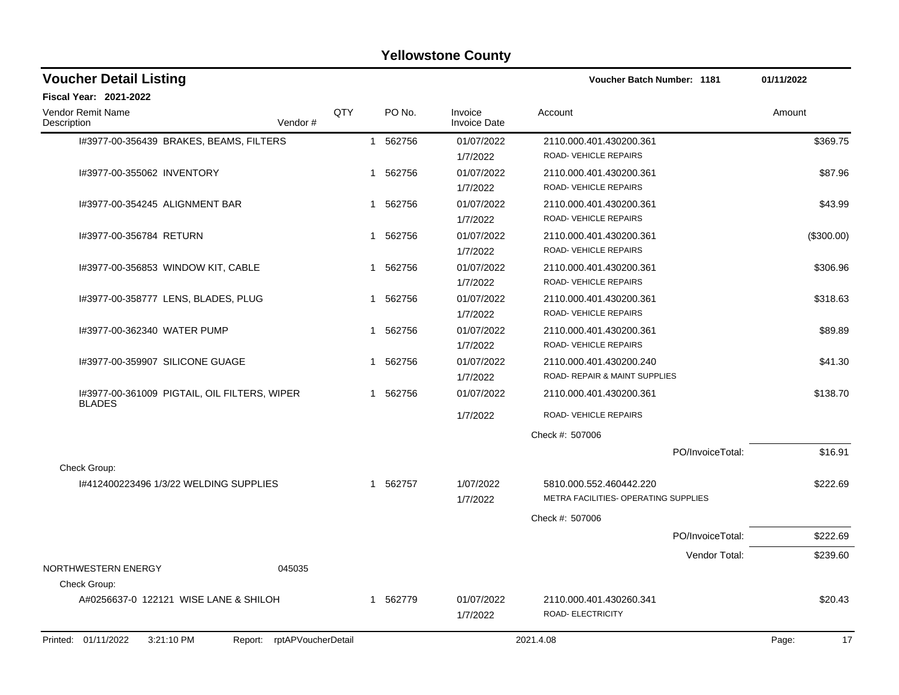# Yellowstone County

## Voucher Detail Listing

Voucher Batch Number: 1181 — 01/11/2022

**Fiscal Year: 2021-2022**

| Vendor Remit Name / Description | Vendor # | QTY | PO No. | Invoice / Invoice Date | Account | Amount |
|---|---|---|---|---|---|---|
| I#3977-00-356439 BRAKES, BEAMS, FILTERS | | 1 | 562756 | 01/07/2022<br>1/7/2022 | 2110.000.401.430200.361<br>ROAD- VEHICLE REPAIRS | $369.75 |
| I#3977-00-355062 INVENTORY | | 1 | 562756 | 01/07/2022<br>1/7/2022 | 2110.000.401.430200.361<br>ROAD- VEHICLE REPAIRS | $87.96 |
| I#3977-00-354245 ALIGNMENT BAR | | 1 | 562756 | 01/07/2022<br>1/7/2022 | 2110.000.401.430200.361<br>ROAD- VEHICLE REPAIRS | $43.99 |
| I#3977-00-356784 RETURN | | 1 | 562756 | 01/07/2022<br>1/7/2022 | 2110.000.401.430200.361<br>ROAD- VEHICLE REPAIRS | ($300.00) |
| I#3977-00-356853 WINDOW KIT, CABLE | | 1 | 562756 | 01/07/2022<br>1/7/2022 | 2110.000.401.430200.361<br>ROAD- VEHICLE REPAIRS | $306.96 |
| I#3977-00-358777 LENS, BLADES, PLUG | | 1 | 562756 | 01/07/2022<br>1/7/2022 | 2110.000.401.430200.361<br>ROAD- VEHICLE REPAIRS | $318.63 |
| I#3977-00-362340 WATER PUMP | | 1 | 562756 | 01/07/2022<br>1/7/2022 | 2110.000.401.430200.361<br>ROAD- VEHICLE REPAIRS | $89.89 |
| I#3977-00-359907 SILICONE GUAGE | | 1 | 562756 | 01/07/2022<br>1/7/2022 | 2110.000.401.430200.240<br>ROAD- REPAIR & MAINT SUPPLIES | $41.30 |
| I#3977-00-361009 PIGTAIL, OIL FILTERS, WIPER BLADES | | 1 | 562756 | 01/07/2022<br>1/7/2022 | 2110.000.401.430200.361<br>ROAD- VEHICLE REPAIRS | $138.70 |
| | | | | | Check #: 507006 | |
| | | | | | PO/InvoiceTotal: | $16.91 |
| Check Group: | | | | | | |
| I#412400223496 1/3/22 WELDING SUPPLIES | | 1 | 562757 | 1/07/2022<br>1/7/2022 | 5810.000.552.460442.220<br>METRA FACILITIES- OPERATING SUPPLIES | $222.69 |
| | | | | | Check #: 507006 | |
| | | | | | PO/InvoiceTotal: | $222.69 |
| | | | | | Vendor Total: | $239.60 |
| NORTHWESTERN ENERGY | 045035 | | | | | |
| Check Group: | | | | | | |
| A#0256637-0 122121 WISE LANE & SHILOH | | 1 | 562779 | 01/07/2022<br>1/7/2022 | 2110.000.401.430260.341<br>ROAD- ELECTRICITY | $20.43 |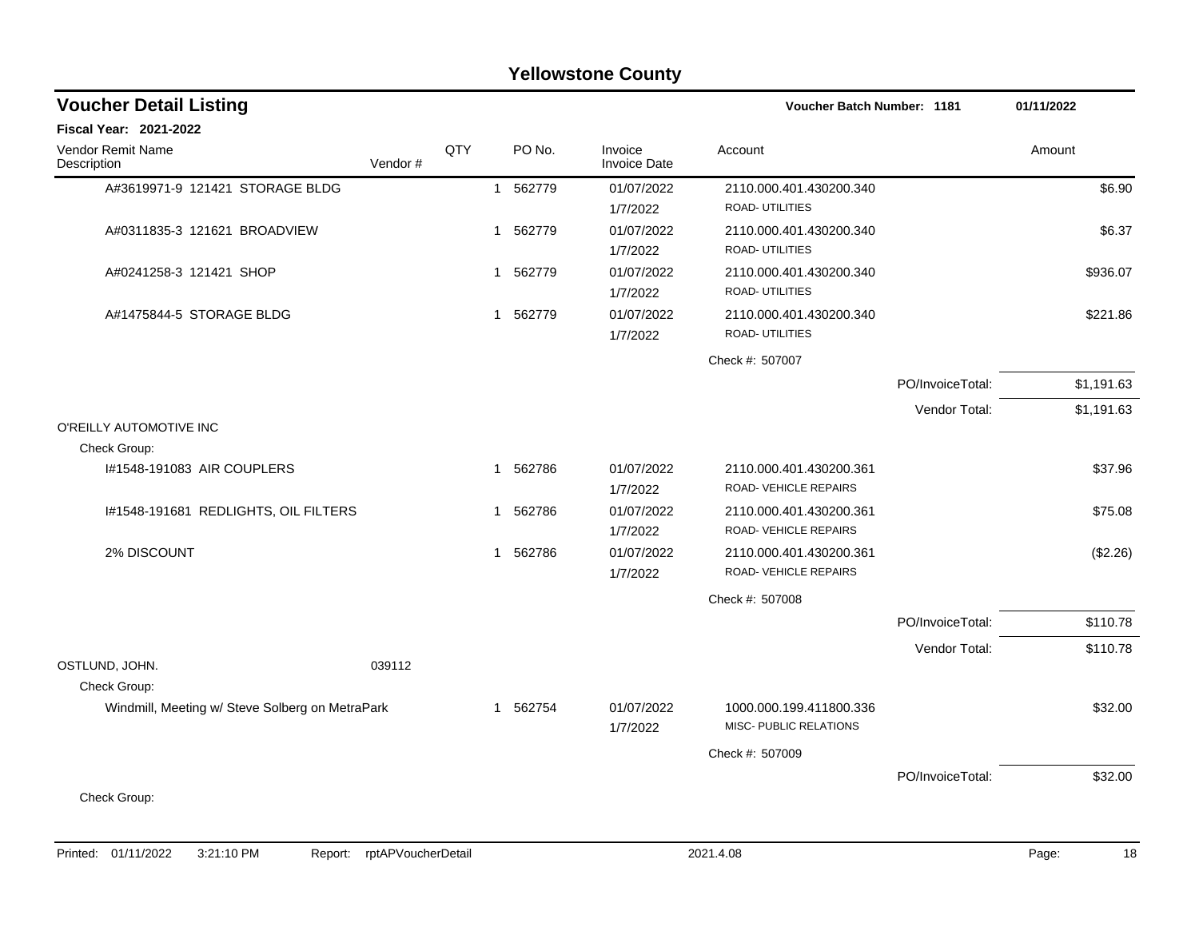# Yellowstone County

## Voucher Detail Listing

**Voucher Batch Number: 1181** 01/11/2022

**Fiscal Year: 2021-2022**

| Vendor Remit Name / Description | Vendor # | QTY | PO No. | Invoice / Invoice Date | Account | | Amount |
|---|---|---|---|---|---|---|---|
| A#3619971-9 121421 STORAGE BLDG | | 1 | 562779 | 01/07/2022 1/7/2022 | 2110.000.401.430200.340 ROAD- UTILITIES | | $6.90 |
| A#0311835-3 121621 BROADVIEW | | 1 | 562779 | 01/07/2022 1/7/2022 | 2110.000.401.430200.340 ROAD- UTILITIES | | $6.37 |
| A#0241258-3 121421 SHOP | | 1 | 562779 | 01/07/2022 1/7/2022 | 2110.000.401.430200.340 ROAD- UTILITIES | | $936.07 |
| A#1475844-5 STORAGE BLDG | | 1 | 562779 | 01/07/2022 1/7/2022 | 2110.000.401.430200.340 ROAD- UTILITIES | | $221.86 |
| | | | | | Check #: 507007 | | |
| | | | | | | PO/InvoiceTotal: | $1,191.63 |
| | | | | | | Vendor Total: | $1,191.63 |
| O'REILLY AUTOMOTIVE INC | | | | | | | |
| Check Group: | | | | | | | |
| I#1548-191083 AIR COUPLERS | | 1 | 562786 | 01/07/2022 1/7/2022 | 2110.000.401.430200.361 ROAD- VEHICLE REPAIRS | | $37.96 |
| I#1548-191681 REDLIGHTS, OIL FILTERS | | 1 | 562786 | 01/07/2022 1/7/2022 | 2110.000.401.430200.361 ROAD- VEHICLE REPAIRS | | $75.08 |
| 2% DISCOUNT | | 1 | 562786 | 01/07/2022 1/7/2022 | 2110.000.401.430200.361 ROAD- VEHICLE REPAIRS | | ($2.26) |
| | | | | | Check #: 507008 | | |
| | | | | | | PO/InvoiceTotal: | $110.78 |
| | | | | | | Vendor Total: | $110.78 |
| OSTLUND, JOHN. | 039112 | | | | | | |
| Check Group: | | | | | | | |
| Windmill, Meeting w/ Steve Solberg on MetraPark | | 1 | 562754 | 01/07/2022 1/7/2022 | 1000.000.199.411800.336 MISC- PUBLIC RELATIONS | | $32.00 |
| | | | | | Check #: 507009 | | |
| | | | | | | PO/InvoiceTotal: | $32.00 |
| Check Group: | | | | | | | |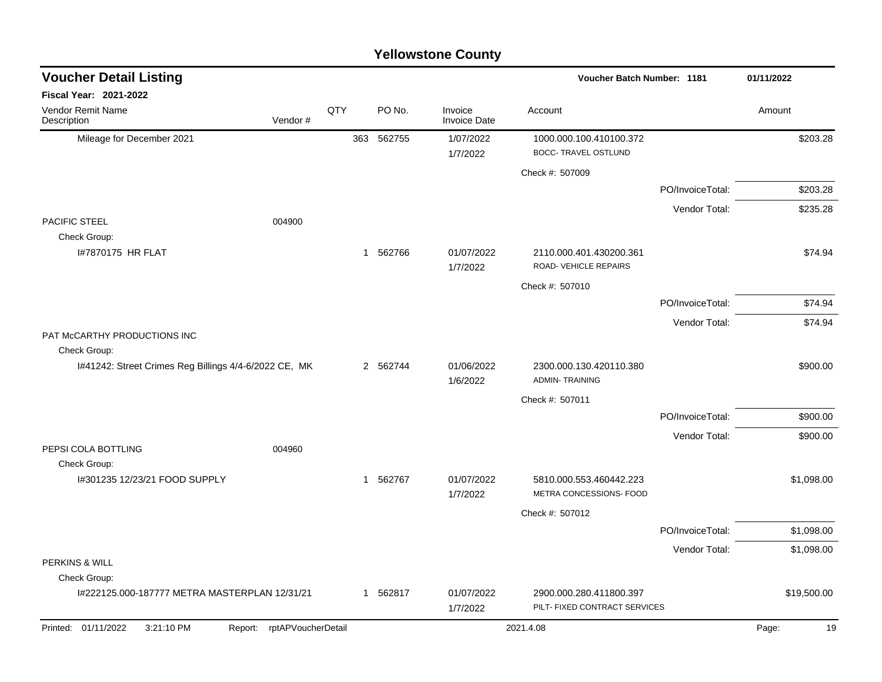# Yellowstone County

## Voucher Detail Listing

Voucher Batch Number: 1181 — 01/11/2022

**Fiscal Year: 2021-2022**

| Vendor Remit Name / Description | Vendor # | QTY | PO No. | Invoice / Invoice Date | Account | | Amount |
|---|---|---|---|---|---|---|---|
| Mileage for December 2021 | | 363 | 562755 | 1/07/2022<br>1/7/2022 | 1000.000.100.410100.372<br>BOCC- TRAVEL OSTLUND | | $203.28 |
| | | | | | Check #: 507009 | | |
| | | | | | | PO/InvoiceTotal: | $203.28 |
| | | | | | | Vendor Total: | $235.28 |
| PACIFIC STEEL | 004900 | | | | | | |
| Check Group: | | | | | | | |
| I#7870175 HR FLAT | | 1 | 562766 | 01/07/2022<br>1/7/2022 | 2110.000.401.430200.361<br>ROAD- VEHICLE REPAIRS | | $74.94 |
| | | | | | Check #: 507010 | | |
| | | | | | | PO/InvoiceTotal: | $74.94 |
| | | | | | | Vendor Total: | $74.94 |
| PAT McCARTHY PRODUCTIONS INC | | | | | | | |
| Check Group: | | | | | | | |
| I#41242: Street Crimes Reg Billings 4/4-6/2022 CE, MK | | 2 | 562744 | 01/06/2022<br>1/6/2022 | 2300.000.130.420110.380<br>ADMIN- TRAINING | | $900.00 |
| | | | | | Check #: 507011 | | |
| | | | | | | PO/InvoiceTotal: | $900.00 |
| | | | | | | Vendor Total: | $900.00 |
| PEPSI COLA BOTTLING | 004960 | | | | | | |
| Check Group: | | | | | | | |
| I#301235 12/23/21 FOOD SUPPLY | | 1 | 562767 | 01/07/2022<br>1/7/2022 | 5810.000.553.460442.223<br>METRA CONCESSIONS- FOOD | | $1,098.00 |
| | | | | | Check #: 507012 | | |
| | | | | | | PO/InvoiceTotal: | $1,098.00 |
| | | | | | | Vendor Total: | $1,098.00 |
| PERKINS & WILL | | | | | | | |
| Check Group: | | | | | | | |
| I#222125.000-187777 METRA MASTERPLAN 12/31/21 | | 1 | 562817 | 01/07/2022<br>1/7/2022 | 2900.000.280.411800.397<br>PILT- FIXED CONTRACT SERVICES | | $19,500.00 |

Printed: 01/11/2022 3:21:10 PM Report: rptAPVoucherDetail 2021.4.08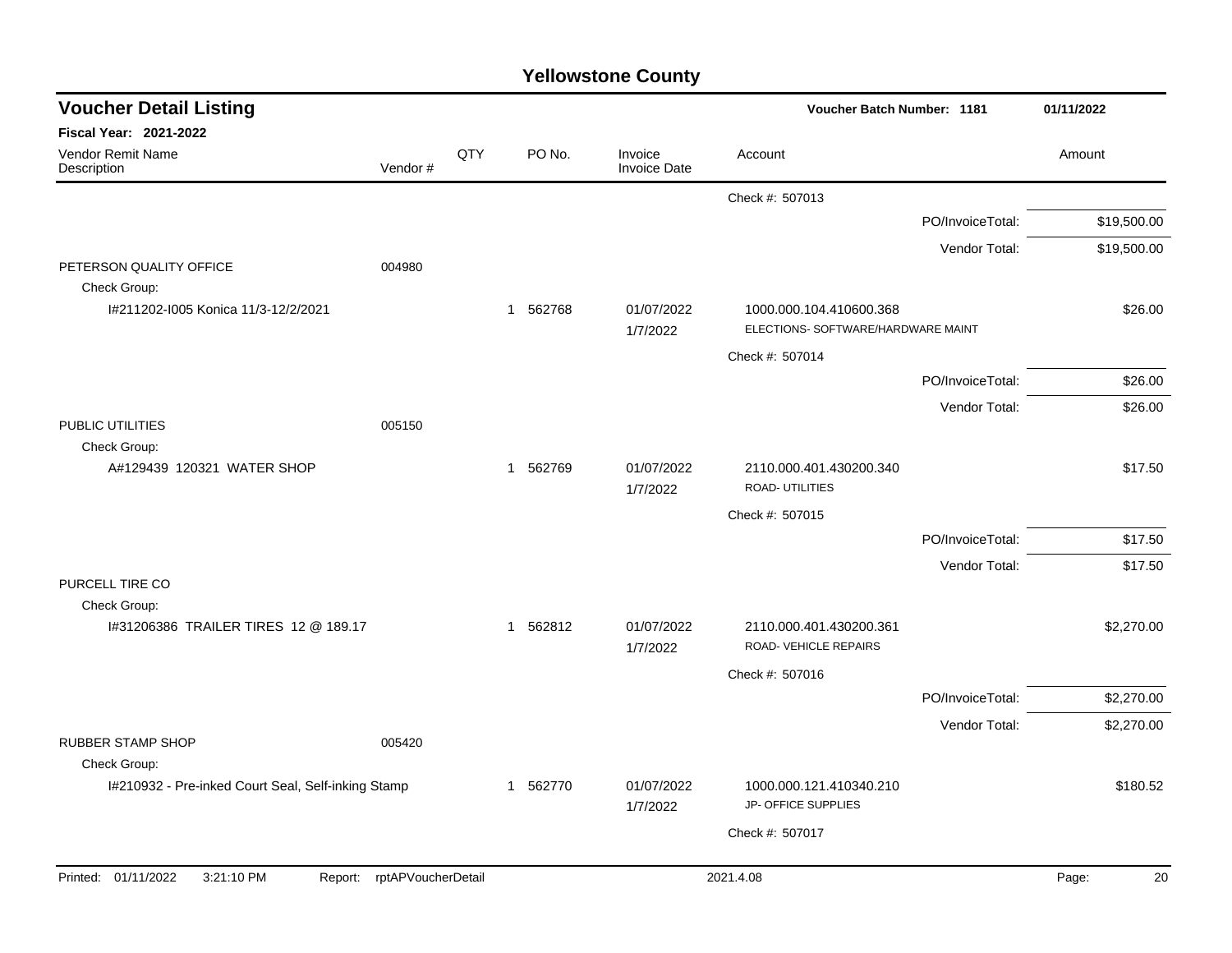# Yellowstone County

## Voucher Detail Listing

**Voucher Batch Number: 1181** — 01/11/2022

**Fiscal Year: 2021-2022**

| Vendor Remit Name / Description | Vendor # | QTY | PO No. | Invoice / Invoice Date | Account | Amount |
|---|---|---|---|---|---|---|
| | | | | | Check #: 507013 | |
| | | | | | PO/InvoiceTotal: | $19,500.00 |
| | | | | | Vendor Total: | $19,500.00 |
| PETERSON QUALITY OFFICE | 004980 | | | | | |
| Check Group: | | | | | | |
| I#211202-I005 Konica 11/3-12/2/2021 | | 1 | 562768 | 01/07/2022 1/7/2022 | 1000.000.104.410600.368 ELECTIONS- SOFTWARE/HARDWARE MAINT | $26.00 |
| | | | | | Check #: 507014 | |
| | | | | | PO/InvoiceTotal: | $26.00 |
| | | | | | Vendor Total: | $26.00 |
| PUBLIC UTILITIES | 005150 | | | | | |
| Check Group: | | | | | | |
| A#129439 120321 WATER SHOP | | 1 | 562769 | 01/07/2022 1/7/2022 | 2110.000.401.430200.340 ROAD- UTILITIES | $17.50 |
| | | | | | Check #: 507015 | |
| | | | | | PO/InvoiceTotal: | $17.50 |
| | | | | | Vendor Total: | $17.50 |
| PURCELL TIRE CO | | | | | | |
| Check Group: | | | | | | |
| I#31206386 TRAILER TIRES 12 @ 189.17 | | 1 | 562812 | 01/07/2022 1/7/2022 | 2110.000.401.430200.361 ROAD- VEHICLE REPAIRS | $2,270.00 |
| | | | | | Check #: 507016 | |
| | | | | | PO/InvoiceTotal: | $2,270.00 |
| | | | | | Vendor Total: | $2,270.00 |
| RUBBER STAMP SHOP | 005420 | | | | | |
| Check Group: | | | | | | |
| I#210932 - Pre-inked Court Seal, Self-inking Stamp | | 1 | 562770 | 01/07/2022 1/7/2022 | 1000.000.121.410340.210 JP- OFFICE SUPPLIES | $180.52 |
| | | | | | Check #: 507017 | |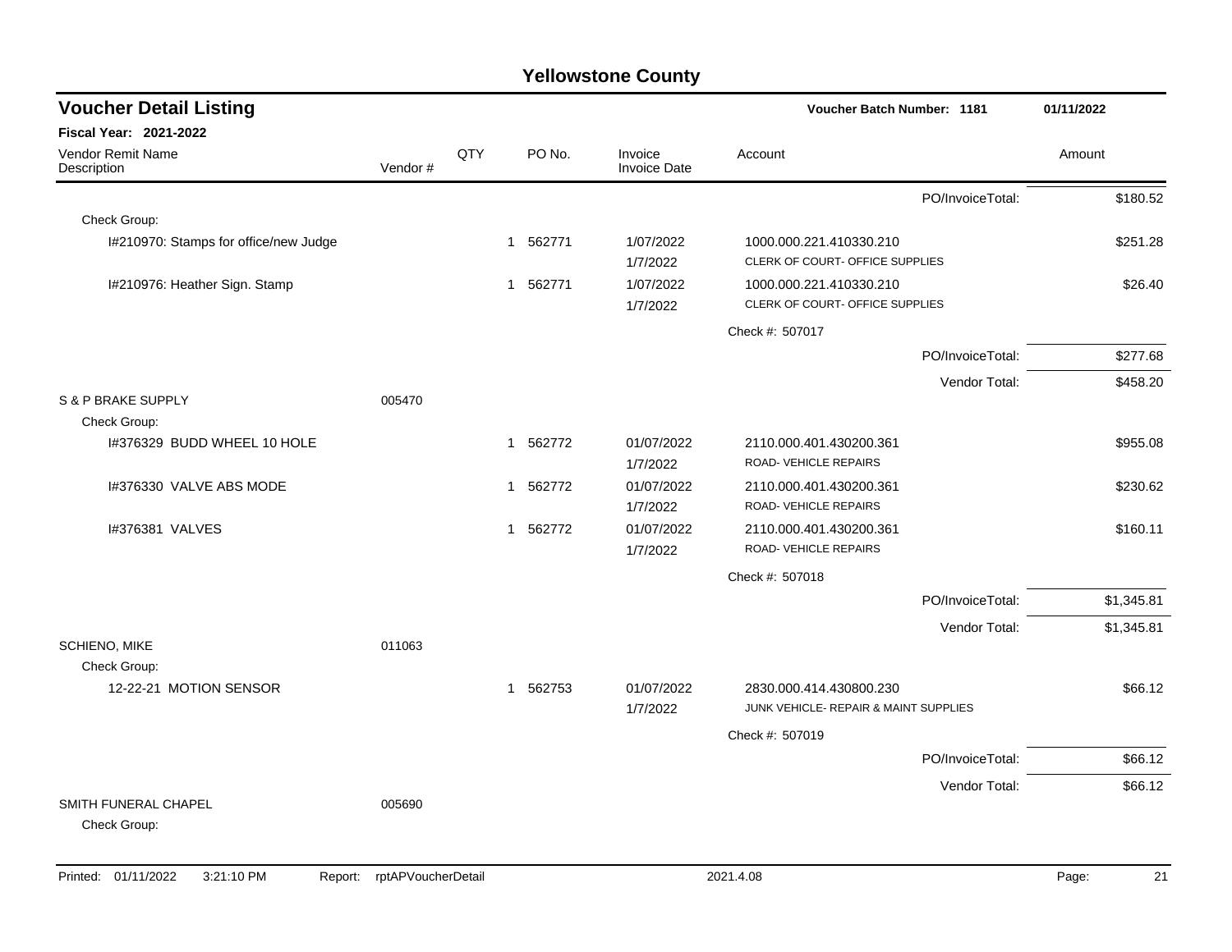# Yellowstone County

## Voucher Detail Listing

**Voucher Batch Number: 1181** — 01/11/2022

**Fiscal Year: 2021-2022**

| Vendor Remit Name / Description | Vendor # | QTY | PO No. | Invoice / Invoice Date | Account | Amount |
|---|---|---|---|---|---|---|
| | | | | | PO/InvoiceTotal: | $180.52 |
| Check Group: | | | | | | |
| I#210970: Stamps for office/new Judge | | 1 | 562771 | 1/07/2022<br>1/7/2022 | 1000.000.221.410330.210<br>CLERK OF COURT- OFFICE SUPPLIES | $251.28 |
| I#210976: Heather Sign. Stamp | | 1 | 562771 | 1/07/2022<br>1/7/2022 | 1000.000.221.410330.210<br>CLERK OF COURT- OFFICE SUPPLIES | $26.40 |
| | | | | | Check #: 507017 | |
| | | | | | PO/InvoiceTotal: | $277.68 |
| | | | | | Vendor Total: | $458.20 |
| S & P BRAKE SUPPLY | 005470 | | | | | |
| Check Group: | | | | | | |
| I#376329 BUDD WHEEL 10 HOLE | | 1 | 562772 | 01/07/2022<br>1/7/2022 | 2110.000.401.430200.361<br>ROAD- VEHICLE REPAIRS | $955.08 |
| I#376330 VALVE ABS MODE | | 1 | 562772 | 01/07/2022<br>1/7/2022 | 2110.000.401.430200.361<br>ROAD- VEHICLE REPAIRS | $230.62 |
| I#376381 VALVES | | 1 | 562772 | 01/07/2022<br>1/7/2022 | 2110.000.401.430200.361<br>ROAD- VEHICLE REPAIRS | $160.11 |
| | | | | | Check #: 507018 | |
| | | | | | PO/InvoiceTotal: | $1,345.81 |
| | | | | | Vendor Total: | $1,345.81 |
| SCHIENO, MIKE | 011063 | | | | | |
| Check Group: | | | | | | |
| 12-22-21 MOTION SENSOR | | 1 | 562753 | 01/07/2022<br>1/7/2022 | 2830.000.414.430800.230<br>JUNK VEHICLE- REPAIR & MAINT SUPPLIES | $66.12 |
| | | | | | Check #: 507019 | |
| | | | | | PO/InvoiceTotal: | $66.12 |
| | | | | | Vendor Total: | $66.12 |
| SMITH FUNERAL CHAPEL | 005690 | | | | | |
| Check Group: | | | | | | |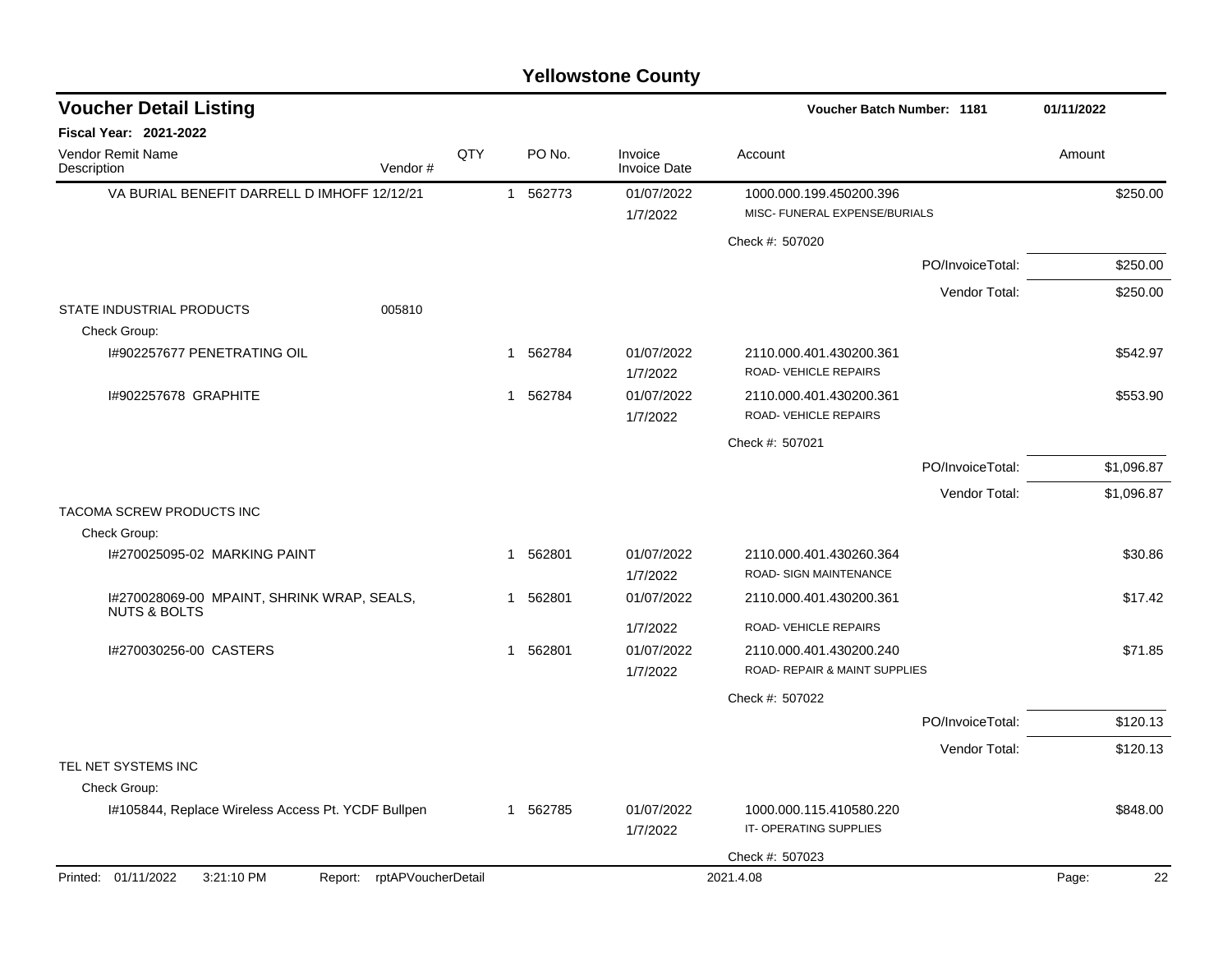## Yellowstone County

**Voucher Detail Listing** — Voucher Batch Number: 1181 — 01/11/2022

**Fiscal Year: 2021-2022**

| Vendor Remit Name / Description | Vendor # | QTY | PO No. | Invoice / Invoice Date | Account | Amount |
|---|---|---|---|---|---|---|
| VA BURIAL BENEFIT DARRELL D IMHOFF 12/12/21 | | 1 | 562773 | 01/07/2022 1/7/2022 | 1000.000.199.450200.396 MISC- FUNERAL EXPENSE/BURIALS | $250.00 |
| | | | | | Check #: 507020 | |
| | | | | | PO/InvoiceTotal: | $250.00 |
| | | | | | Vendor Total: | $250.00 |
| STATE INDUSTRIAL PRODUCTS | 005810 | | | | | |
| Check Group: | | | | | | |
| I#902257677 PENETRATING OIL | | 1 | 562784 | 01/07/2022 1/7/2022 | 2110.000.401.430200.361 ROAD- VEHICLE REPAIRS | $542.97 |
| I#902257678 GRAPHITE | | 1 | 562784 | 01/07/2022 1/7/2022 | 2110.000.401.430200.361 ROAD- VEHICLE REPAIRS | $553.90 |
| | | | | | Check #: 507021 | |
| | | | | | PO/InvoiceTotal: | $1,096.87 |
| | | | | | Vendor Total: | $1,096.87 |
| TACOMA SCREW PRODUCTS INC | | | | | | |
| Check Group: | | | | | | |
| I#270025095-02 MARKING PAINT | | 1 | 562801 | 01/07/2022 1/7/2022 | 2110.000.401.430260.364 ROAD- SIGN MAINTENANCE | $30.86 |
| I#270028069-00 MPAINT, SHRINK WRAP, SEALS, NUTS & BOLTS | | 1 | 562801 | 01/07/2022 1/7/2022 | 2110.000.401.430200.361 ROAD- VEHICLE REPAIRS | $17.42 |
| I#270030256-00 CASTERS | | 1 | 562801 | 01/07/2022 1/7/2022 | 2110.000.401.430200.240 ROAD- REPAIR & MAINT SUPPLIES | $71.85 |
| | | | | | Check #: 507022 | |
| | | | | | PO/InvoiceTotal: | $120.13 |
| | | | | | Vendor Total: | $120.13 |
| TEL NET SYSTEMS INC | | | | | | |
| Check Group: | | | | | | |
| I#105844, Replace Wireless Access Pt. YCDF Bullpen | | 1 | 562785 | 01/07/2022 1/7/2022 | 1000.000.115.410580.220 IT- OPERATING SUPPLIES | $848.00 |
| | | | | | Check #: 507023 | |

Printed: 01/11/2022 3:21:10 PM Report: rptAPVoucherDetail 2021.4.08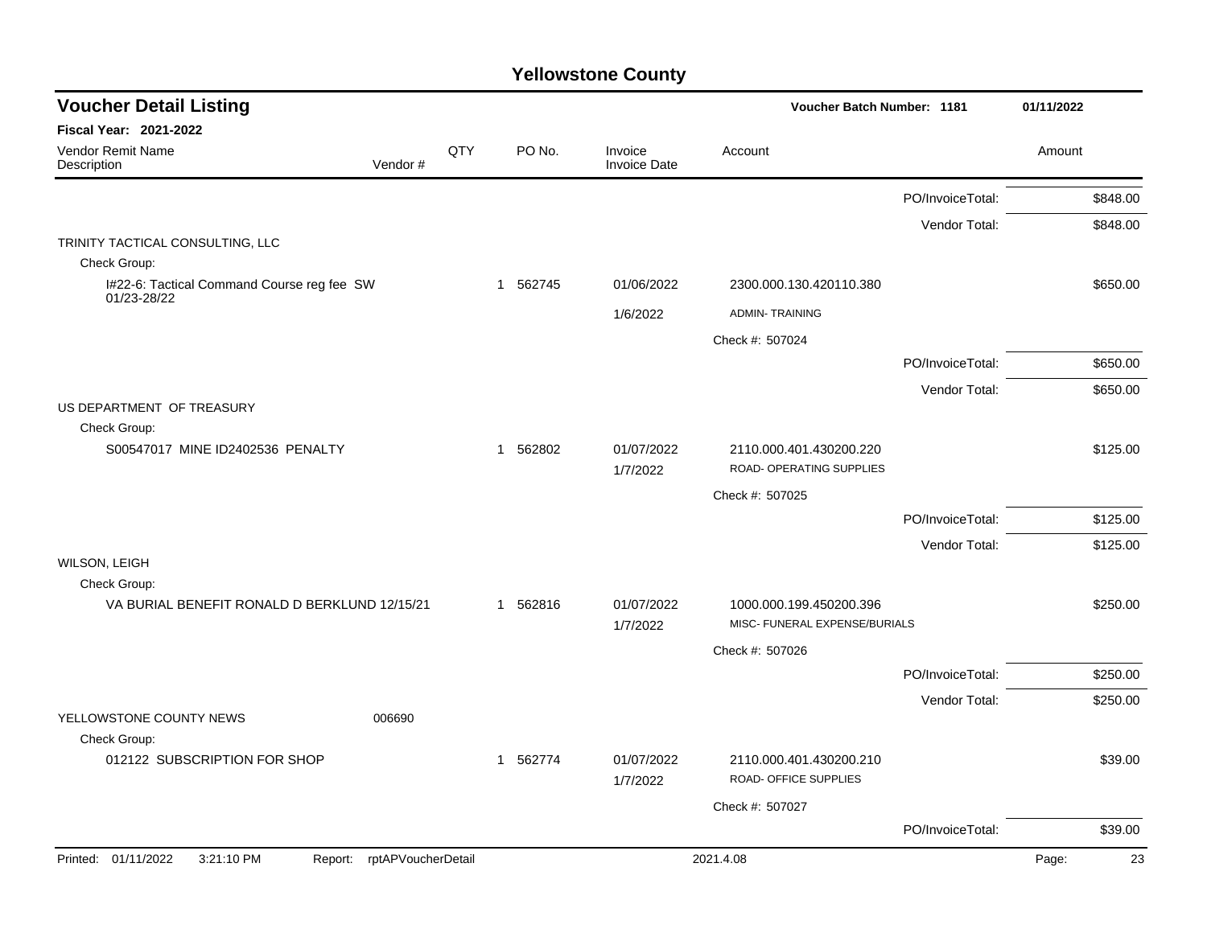# Yellowstone County

## Voucher Detail Listing

**Voucher Batch Number: 1181** — 01/11/2022

**Fiscal Year: 2021-2022**

| Vendor Remit Name / Description | Vendor # | QTY | PO No. | Invoice / Invoice Date | Account | | Amount |
|---|---|---|---|---|---|---|---|
| | | | | | | PO/InvoiceTotal: | $848.00 |
| | | | | | | Vendor Total: | $848.00 |
| TRINITY TACTICAL CONSULTING, LLC | | | | | | | |
| Check Group: | | | | | | | |
| I#22-6: Tactical Command Course reg fee SW 01/23-28/22 | | 1 | 562745 | 01/06/2022 | 2300.000.130.420110.380 | | $650.00 |
| | | | | 1/6/2022 | ADMIN- TRAINING | | |
| | | | | | Check #: 507024 | | |
| | | | | | | PO/InvoiceTotal: | $650.00 |
| | | | | | | Vendor Total: | $650.00 |
| US DEPARTMENT OF TREASURY | | | | | | | |
| Check Group: | | | | | | | |
| S00547017 MINE ID2402536 PENALTY | | 1 | 562802 | 01/07/2022 | 2110.000.401.430200.220 | | $125.00 |
| | | | | 1/7/2022 | ROAD- OPERATING SUPPLIES | | |
| | | | | | Check #: 507025 | | |
| | | | | | | PO/InvoiceTotal: | $125.00 |
| | | | | | | Vendor Total: | $125.00 |
| WILSON, LEIGH | | | | | | | |
| Check Group: | | | | | | | |
| VA BURIAL BENEFIT RONALD D BERKLUND 12/15/21 | | 1 | 562816 | 01/07/2022 | 1000.000.199.450200.396 | | $250.00 |
| | | | | 1/7/2022 | MISC- FUNERAL EXPENSE/BURIALS | | |
| | | | | | Check #: 507026 | | |
| | | | | | | PO/InvoiceTotal: | $250.00 |
| | | | | | | Vendor Total: | $250.00 |
| YELLOWSTONE COUNTY NEWS | 006690 | | | | | | |
| Check Group: | | | | | | | |
| 012122 SUBSCRIPTION FOR SHOP | | 1 | 562774 | 01/07/2022 | 2110.000.401.430200.210 | | $39.00 |
| | | | | 1/7/2022 | ROAD- OFFICE SUPPLIES | | |
| | | | | | Check #: 507027 | | |
| | | | | | | PO/InvoiceTotal: | $39.00 |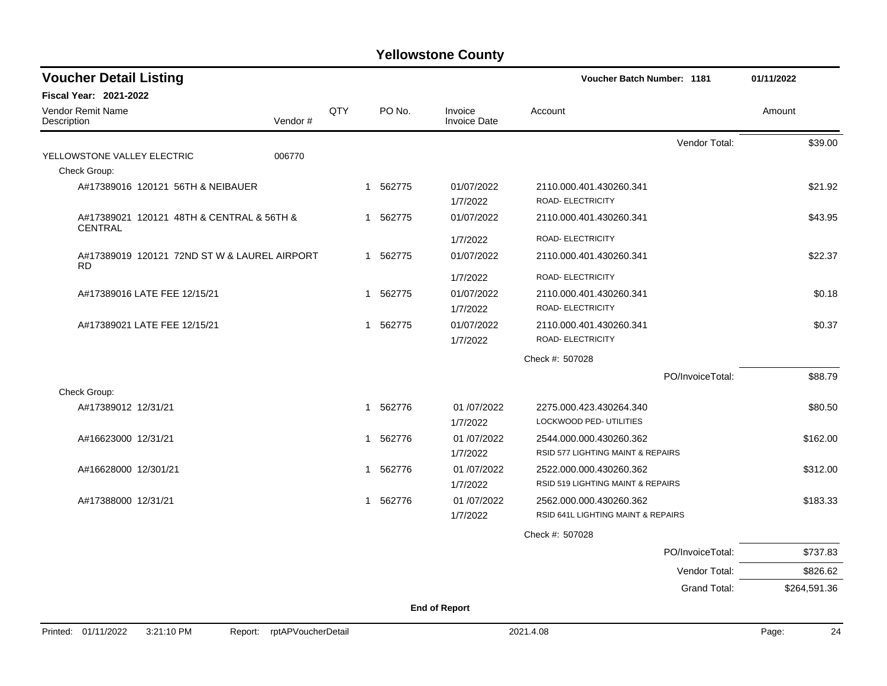# Yellowstone County

## Voucher Detail Listing

**Voucher Batch Number: 1181** 01/11/2022

**Fiscal Year: 2021-2022**

| Vendor Remit Name / Description | Vendor # | QTY | PO No. | Invoice / Invoice Date | Account | Amount |
|---|---|---|---|---|---|---|
| | | | | | Vendor Total: | $39.00 |
| YELLOWSTONE VALLEY ELECTRIC | 006770 | | | | | |
| Check Group: | | | | | | |
| A#17389016 120121 56TH & NEIBAUER | | 1 | 562775 | 01/07/2022 1/7/2022 | 2110.000.401.430260.341 ROAD- ELECTRICITY | $21.92 |
| A#17389021 120121 48TH & CENTRAL & 56TH & CENTRAL | | 1 | 562775 | 01/07/2022 1/7/2022 | 2110.000.401.430260.341 ROAD- ELECTRICITY | $43.95 |
| A#17389019 120121 72ND ST W & LAUREL AIRPORT RD | | 1 | 562775 | 01/07/2022 1/7/2022 | 2110.000.401.430260.341 ROAD- ELECTRICITY | $22.37 |
| A#17389016 LATE FEE 12/15/21 | | 1 | 562775 | 01/07/2022 1/7/2022 | 2110.000.401.430260.341 ROAD- ELECTRICITY | $0.18 |
| A#17389021 LATE FEE 12/15/21 | | 1 | 562775 | 01/07/2022 1/7/2022 | 2110.000.401.430260.341 ROAD- ELECTRICITY | $0.37 |
| | | | | | Check #: 507028 | |
| | | | | | PO/InvoiceTotal: | $88.79 |
| Check Group: | | | | | | |
| A#17389012 12/31/21 | | 1 | 562776 | 01 /07/2022 1/7/2022 | 2275.000.423.430264.340 LOCKWOOD PED- UTILITIES | $80.50 |
| A#16623000 12/31/21 | | 1 | 562776 | 01 /07/2022 1/7/2022 | 2544.000.000.430260.362 RSID 577 LIGHTING MAINT & REPAIRS | $162.00 |
| A#16628000 12/301/21 | | 1 | 562776 | 01 /07/2022 1/7/2022 | 2522.000.000.430260.362 RSID 519 LIGHTING MAINT & REPAIRS | $312.00 |
| A#17388000 12/31/21 | | 1 | 562776 | 01 /07/2022 1/7/2022 | 2562.000.000.430260.362 RSID 641L LIGHTING MAINT & REPAIRS | $183.33 |
| | | | | | Check #: 507028 | |
| | | | | | PO/InvoiceTotal: | $737.83 |
| | | | | | Vendor Total: | $826.62 |
| | | | | | Grand Total: | $264,591.36 |

**End of Report**